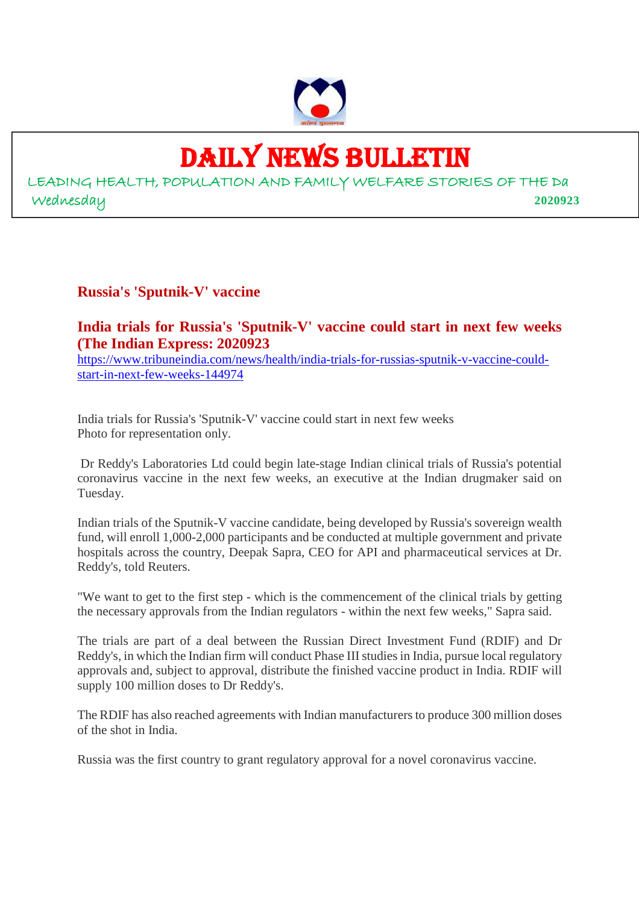# DAILY NEWS BULLETIN

LEADING HEALTH, POPULATION AND FAMILY WELFARE STORIES OF THE Da

Wednesday **2020923**

## Russia's 'Sputnik-V' vaccine

### India trials for Russia's 'Sputnik-V' vaccine could start in next few weeks (The Indian Express: 2020923

https://www.tribuneindia.com/news/health/india-trials-for-russias-sputnik-v-vaccine-could-start-in-next-few-weeks-144974

India trials for Russia's 'Sputnik-V' vaccine could start in next few weeks
Photo for representation only.

Dr Reddy's Laboratories Ltd could begin late-stage Indian clinical trials of Russia's potential coronavirus vaccine in the next few weeks, an executive at the Indian drugmaker said on Tuesday.

Indian trials of the Sputnik-V vaccine candidate, being developed by Russia's sovereign wealth fund, will enroll 1,000-2,000 participants and be conducted at multiple government and private hospitals across the country, Deepak Sapra, CEO for API and pharmaceutical services at Dr. Reddy's, told Reuters.

"We want to get to the first step - which is the commencement of the clinical trials by getting the necessary approvals from the Indian regulators - within the next few weeks," Sapra said.

The trials are part of a deal between the Russian Direct Investment Fund (RDIF) and Dr Reddy's, in which the Indian firm will conduct Phase III studies in India, pursue local regulatory approvals and, subject to approval, distribute the finished vaccine product in India. RDIF will supply 100 million doses to Dr Reddy's.

The RDIF has also reached agreements with Indian manufacturers to produce 300 million doses of the shot in India.

Russia was the first country to grant regulatory approval for a novel coronavirus vaccine.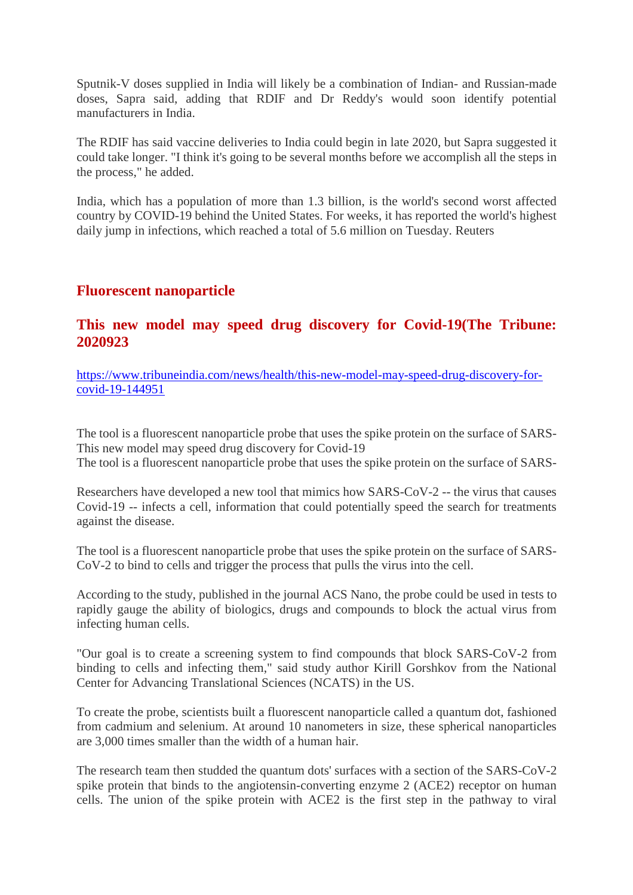Sputnik-V doses supplied in India will likely be a combination of Indian- and Russian-made doses, Sapra said, adding that RDIF and Dr Reddy's would soon identify potential manufacturers in India.

The RDIF has said vaccine deliveries to India could begin in late 2020, but Sapra suggested it could take longer. "I think it's going to be several months before we accomplish all the steps in the process," he added.

India, which has a population of more than 1.3 billion, is the world's second worst affected country by COVID-19 behind the United States. For weeks, it has reported the world's highest daily jump in infections, which reached a total of 5.6 million on Tuesday. Reuters

## Fluorescent nanoparticle

## This new model may speed drug discovery for Covid-19(The Tribune: 2020923

https://www.tribuneindia.com/news/health/this-new-model-may-speed-drug-discovery-for-covid-19-144951

The tool is a fluorescent nanoparticle probe that uses the spike protein on the surface of SARS-
This new model may speed drug discovery for Covid-19
The tool is a fluorescent nanoparticle probe that uses the spike protein on the surface of SARS-

Researchers have developed a new tool that mimics how SARS-CoV-2 -- the virus that causes Covid-19 -- infects a cell, information that could potentially speed the search for treatments against the disease.

The tool is a fluorescent nanoparticle probe that uses the spike protein on the surface of SARS-CoV-2 to bind to cells and trigger the process that pulls the virus into the cell.

According to the study, published in the journal ACS Nano, the probe could be used in tests to rapidly gauge the ability of biologics, drugs and compounds to block the actual virus from infecting human cells.

"Our goal is to create a screening system to find compounds that block SARS-CoV-2 from binding to cells and infecting them," said study author Kirill Gorshkov from the National Center for Advancing Translational Sciences (NCATS) in the US.

To create the probe, scientists built a fluorescent nanoparticle called a quantum dot, fashioned from cadmium and selenium. At around 10 nanometers in size, these spherical nanoparticles are 3,000 times smaller than the width of a human hair.

The research team then studded the quantum dots' surfaces with a section of the SARS-CoV-2 spike protein that binds to the angiotensin-converting enzyme 2 (ACE2) receptor on human cells. The union of the spike protein with ACE2 is the first step in the pathway to viral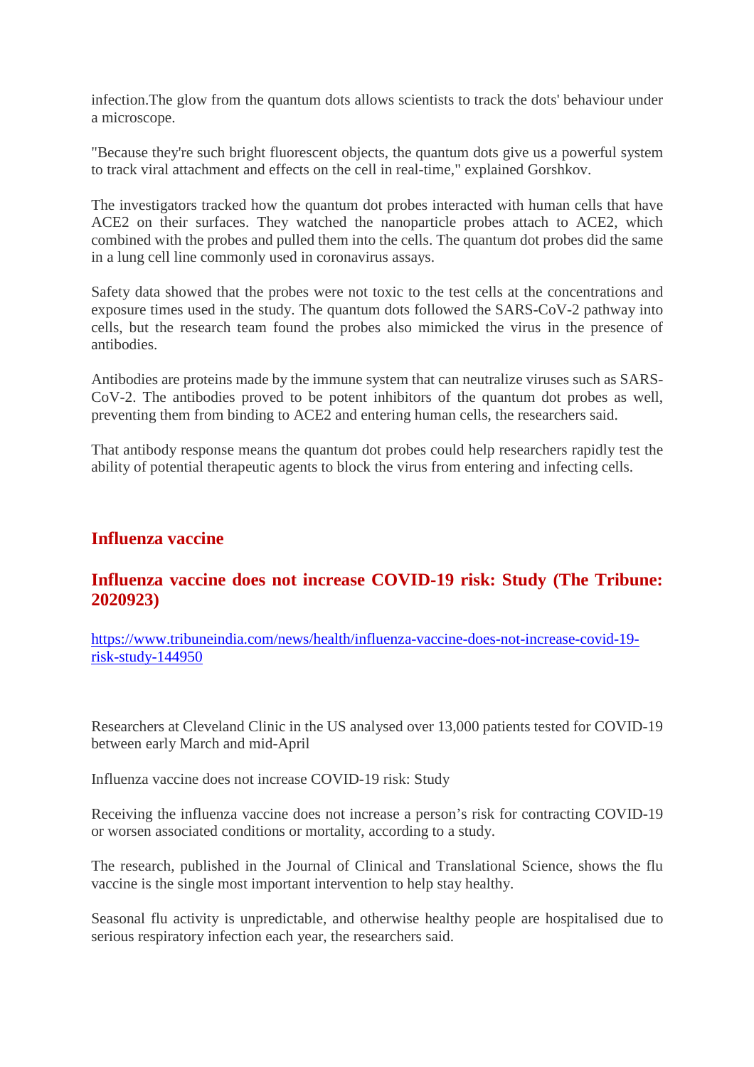infection.The glow from the quantum dots allows scientists to track the dots' behaviour under a microscope.

"Because they're such bright fluorescent objects, the quantum dots give us a powerful system to track viral attachment and effects on the cell in real-time," explained Gorshkov.

The investigators tracked how the quantum dot probes interacted with human cells that have ACE2 on their surfaces. They watched the nanoparticle probes attach to ACE2, which combined with the probes and pulled them into the cells. The quantum dot probes did the same in a lung cell line commonly used in coronavirus assays.

Safety data showed that the probes were not toxic to the test cells at the concentrations and exposure times used in the study. The quantum dots followed the SARS-CoV-2 pathway into cells, but the research team found the probes also mimicked the virus in the presence of antibodies.

Antibodies are proteins made by the immune system that can neutralize viruses such as SARS-CoV-2. The antibodies proved to be potent inhibitors of the quantum dot probes as well, preventing them from binding to ACE2 and entering human cells, the researchers said.

That antibody response means the quantum dot probes could help researchers rapidly test the ability of potential therapeutic agents to block the virus from entering and infecting cells.

## Influenza vaccine

### Influenza vaccine does not increase COVID-19 risk: Study (The Tribune: 2020923)

https://www.tribuneindia.com/news/health/influenza-vaccine-does-not-increase-covid-19-risk-study-144950

Researchers at Cleveland Clinic in the US analysed over 13,000 patients tested for COVID-19 between early March and mid-April

Influenza vaccine does not increase COVID-19 risk: Study

Receiving the influenza vaccine does not increase a person's risk for contracting COVID-19 or worsen associated conditions or mortality, according to a study.

The research, published in the Journal of Clinical and Translational Science, shows the flu vaccine is the single most important intervention to help stay healthy.

Seasonal flu activity is unpredictable, and otherwise healthy people are hospitalised due to serious respiratory infection each year, the researchers said.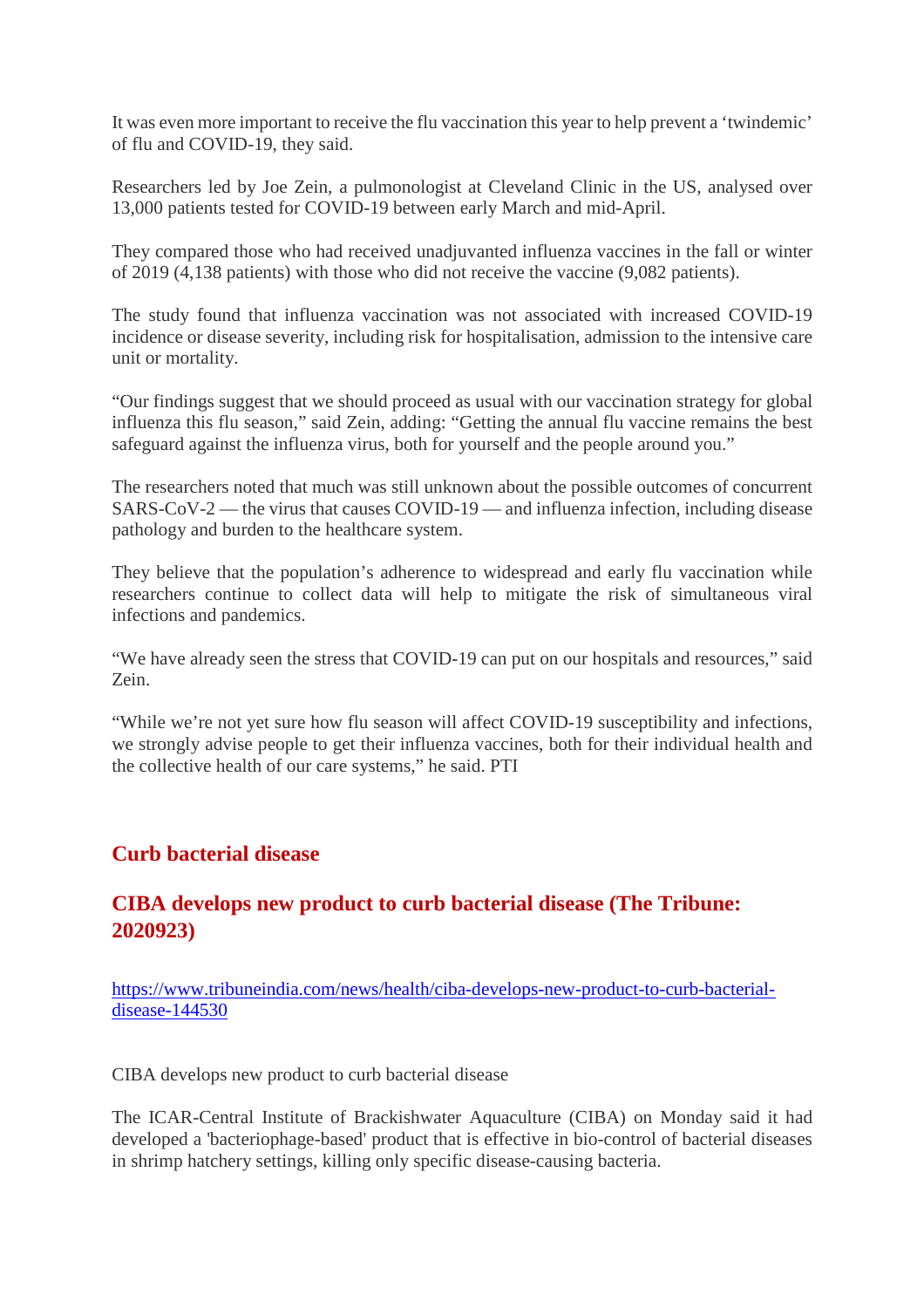It was even more important to receive the flu vaccination this year to help prevent a 'twindemic' of flu and COVID-19, they said.

Researchers led by Joe Zein, a pulmonologist at Cleveland Clinic in the US, analysed over 13,000 patients tested for COVID-19 between early March and mid-April.

They compared those who had received unadjuvanted influenza vaccines in the fall or winter of 2019 (4,138 patients) with those who did not receive the vaccine (9,082 patients).

The study found that influenza vaccination was not associated with increased COVID-19 incidence or disease severity, including risk for hospitalisation, admission to the intensive care unit or mortality.

"Our findings suggest that we should proceed as usual with our vaccination strategy for global influenza this flu season," said Zein, adding: "Getting the annual flu vaccine remains the best safeguard against the influenza virus, both for yourself and the people around you."

The researchers noted that much was still unknown about the possible outcomes of concurrent SARS-CoV-2 — the virus that causes COVID-19 — and influenza infection, including disease pathology and burden to the healthcare system.

They believe that the population's adherence to widespread and early flu vaccination while researchers continue to collect data will help to mitigate the risk of simultaneous viral infections and pandemics.

"We have already seen the stress that COVID-19 can put on our hospitals and resources," said Zein.

"While we're not yet sure how flu season will affect COVID-19 susceptibility and infections, we strongly advise people to get their influenza vaccines, both for their individual health and the collective health of our care systems," he said. PTI

## Curb bacterial disease

## CIBA develops new product to curb bacterial disease (The Tribune: 2020923)

https://www.tribuneindia.com/news/health/ciba-develops-new-product-to-curb-bacterial-disease-144530

CIBA develops new product to curb bacterial disease

The ICAR-Central Institute of Brackishwater Aquaculture (CIBA) on Monday said it had developed a 'bacteriophage-based' product that is effective in bio-control of bacterial diseases in shrimp hatchery settings, killing only specific disease-causing bacteria.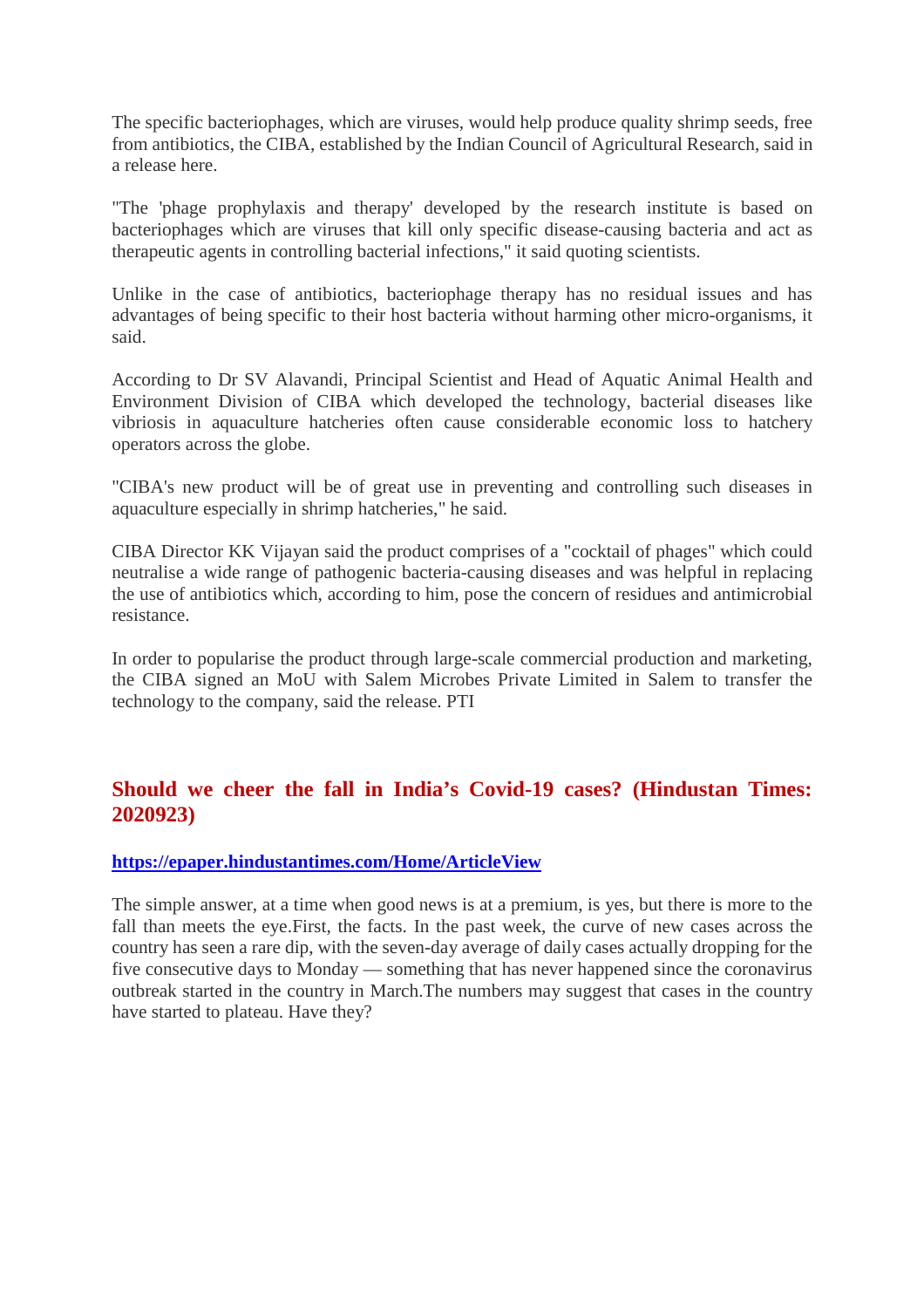The specific bacteriophages, which are viruses, would help produce quality shrimp seeds, free from antibiotics, the CIBA, established by the Indian Council of Agricultural Research, said in a release here.

"The 'phage prophylaxis and therapy' developed by the research institute is based on bacteriophages which are viruses that kill only specific disease-causing bacteria and act as therapeutic agents in controlling bacterial infections," it said quoting scientists.

Unlike in the case of antibiotics, bacteriophage therapy has no residual issues and has advantages of being specific to their host bacteria without harming other micro-organisms, it said.

According to Dr SV Alavandi, Principal Scientist and Head of Aquatic Animal Health and Environment Division of CIBA which developed the technology, bacterial diseases like vibriosis in aquaculture hatcheries often cause considerable economic loss to hatchery operators across the globe.

"CIBA's new product will be of great use in preventing and controlling such diseases in aquaculture especially in shrimp hatcheries," he said.

CIBA Director KK Vijayan said the product comprises of a "cocktail of phages" which could neutralise a wide range of pathogenic bacteria-causing diseases and was helpful in replacing the use of antibiotics which, according to him, pose the concern of residues and antimicrobial resistance.

In order to popularise the product through large-scale commercial production and marketing, the CIBA signed an MoU with Salem Microbes Private Limited in Salem to transfer the technology to the company, said the release. PTI

## Should we cheer the fall in India's Covid-19 cases? (Hindustan Times: 2020923)

**https://epaper.hindustantimes.com/Home/ArticleView**

The simple answer, at a time when good news is at a premium, is yes, but there is more to the fall than meets the eye.First, the facts. In the past week, the curve of new cases across the country has seen a rare dip, with the seven-day average of daily cases actually dropping for the five consecutive days to Monday — something that has never happened since the coronavirus outbreak started in the country in March.The numbers may suggest that cases in the country have started to plateau. Have they?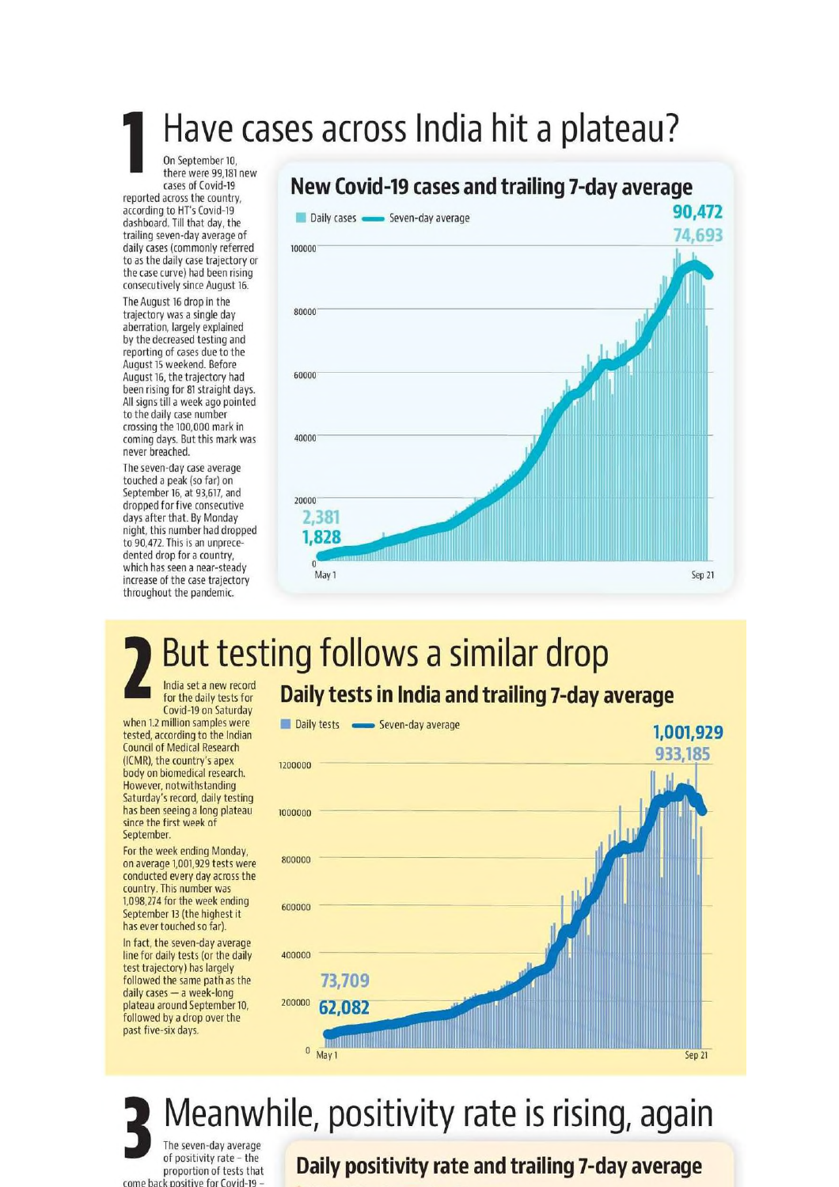# 1 Have cases across India hit a plateau?

On September 10, there were 99,181 new cases of Covid-19 reported across the country, according to HT's Covid-19 dashboard. Till that day, the trailing seven-day average of daily cases (commonly referred to as the daily case trajectory or the case curve) had been rising consecutively since August 16.

The August 16 drop in the trajectory was a single day aberration, largely explained by the decreased testing and reporting of cases due to the August 15 weekend. Before August 16, the trajectory had been rising for 81 straight days. All signs till a week ago pointed to the daily case number crossing the 100,000 mark in coming days. But this mark was never breached.

The seven-day case average touched a peak (so far) on September 16, at 93,617, and dropped for five consecutive days after that. By Monday night, this number had dropped to 90,472. This is an unprecedented drop for a country, which has seen a near-steady increase of the case trajectory throughout the pandemic.

**New Covid-19 cases and trailing 7-day average**

Daily cases — Seven-day average

90,472
74,693

100000
80000
60000
40000
20000
2,381
1,828
0
May 1 — Sep 21

# 2 But testing follows a similar drop

India set a new record for the daily tests for Covid-19 on Saturday when 1.2 million samples were tested, according to the Indian Council of Medical Research (ICMR), the country's apex body on biomedical research. However, notwithstanding Saturday's record, daily testing has been seeing a long plateau since the first week of September.

For the week ending Monday, on average 1,001,929 tests were conducted every day across the country. This number was 1,098,274 for the week ending September 13 (the highest it has ever touched so far).

In fact, the seven-day average line for daily tests (or the daily test trajectory) has largely followed the same path as the daily cases — a week-long plateau around September 10, followed by a drop over the past five-six days.

**Daily tests in India and trailing 7-day average**

Daily tests — Seven-day average

1,001,929
933,185

1200000
1000000
800000
600000
400000
73,709
200000
62,082
0
May 1 — Sep 21

# 3 Meanwhile, positivity rate is rising, again

The seven-day average of positivity rate – the proportion of tests that come back positive for Covid-19 –

**Daily positivity rate and trailing 7-day average**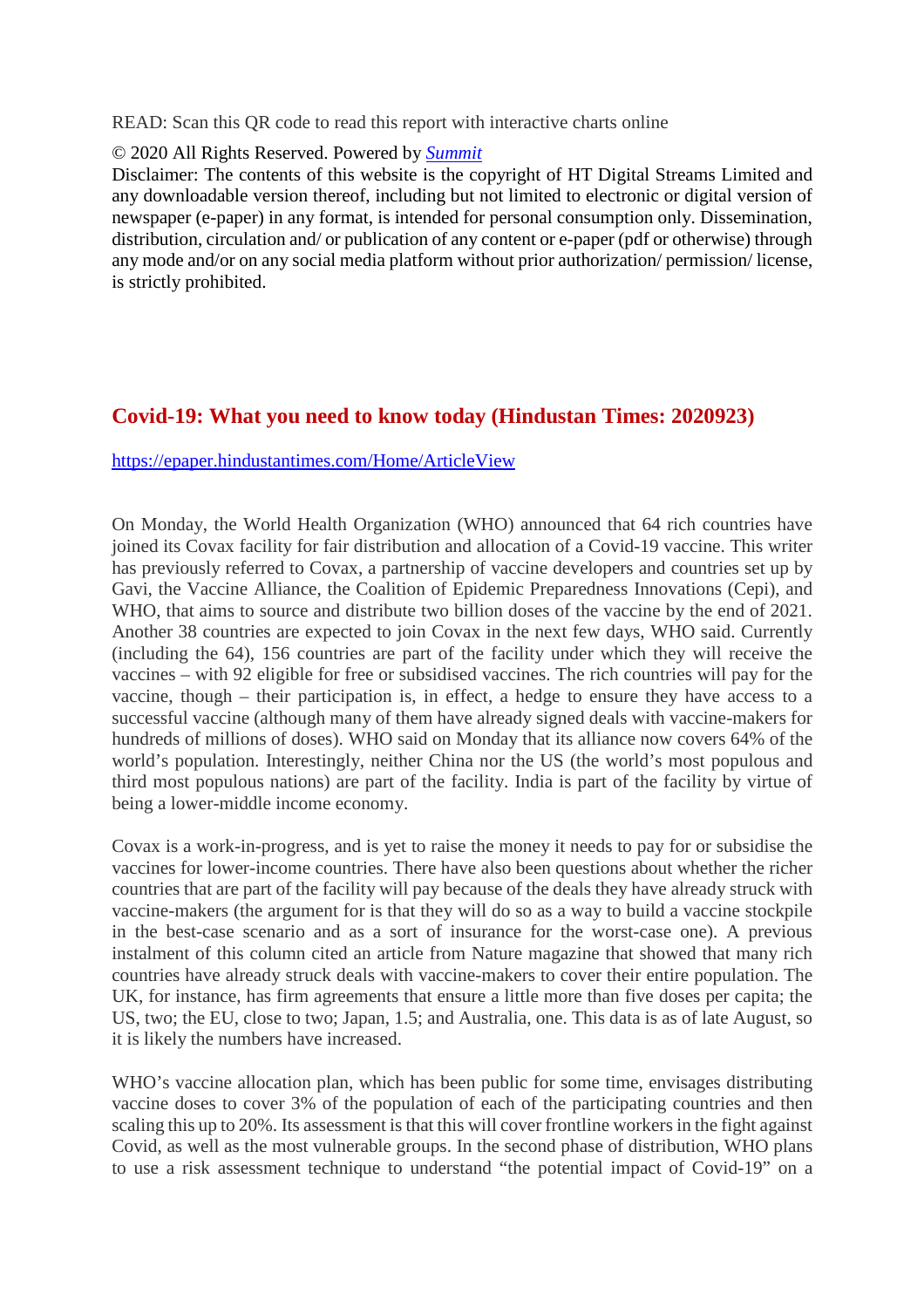READ: Scan this QR code to read this report with interactive charts online

© 2020 All Rights Reserved. Powered by *Summit*

Disclaimer: The contents of this website is the copyright of HT Digital Streams Limited and any downloadable version thereof, including but not limited to electronic or digital version of newspaper (e-paper) in any format, is intended for personal consumption only. Dissemination, distribution, circulation and/ or publication of any content or e-paper (pdf or otherwise) through any mode and/or on any social media platform without prior authorization/ permission/ license, is strictly prohibited.

## Covid-19: What you need to know today (Hindustan Times: 2020923)

https://epaper.hindustantimes.com/Home/ArticleView

On Monday, the World Health Organization (WHO) announced that 64 rich countries have joined its Covax facility for fair distribution and allocation of a Covid-19 vaccine. This writer has previously referred to Covax, a partnership of vaccine developers and countries set up by Gavi, the Vaccine Alliance, the Coalition of Epidemic Preparedness Innovations (Cepi), and WHO, that aims to source and distribute two billion doses of the vaccine by the end of 2021. Another 38 countries are expected to join Covax in the next few days, WHO said. Currently (including the 64), 156 countries are part of the facility under which they will receive the vaccines – with 92 eligible for free or subsidised vaccines. The rich countries will pay for the vaccine, though – their participation is, in effect, a hedge to ensure they have access to a successful vaccine (although many of them have already signed deals with vaccine-makers for hundreds of millions of doses). WHO said on Monday that its alliance now covers 64% of the world's population. Interestingly, neither China nor the US (the world's most populous and third most populous nations) are part of the facility. India is part of the facility by virtue of being a lower-middle income economy.

Covax is a work-in-progress, and is yet to raise the money it needs to pay for or subsidise the vaccines for lower-income countries. There have also been questions about whether the richer countries that are part of the facility will pay because of the deals they have already struck with vaccine-makers (the argument for is that they will do so as a way to build a vaccine stockpile in the best-case scenario and as a sort of insurance for the worst-case one). A previous instalment of this column cited an article from Nature magazine that showed that many rich countries have already struck deals with vaccine-makers to cover their entire population. The UK, for instance, has firm agreements that ensure a little more than five doses per capita; the US, two; the EU, close to two; Japan, 1.5; and Australia, one. This data is as of late August, so it is likely the numbers have increased.

WHO's vaccine allocation plan, which has been public for some time, envisages distributing vaccine doses to cover 3% of the population of each of the participating countries and then scaling this up to 20%. Its assessment is that this will cover frontline workers in the fight against Covid, as well as the most vulnerable groups. In the second phase of distribution, WHO plans to use a risk assessment technique to understand "the potential impact of Covid-19" on a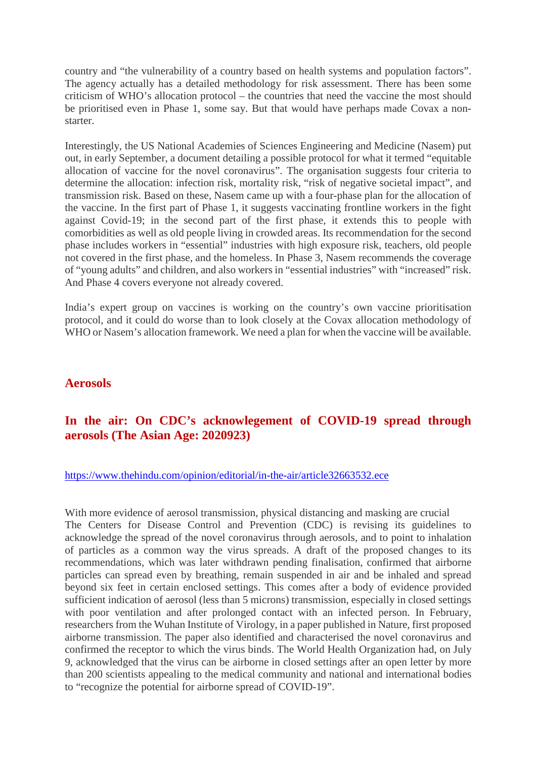country and “the vulnerability of a country based on health systems and population factors”. The agency actually has a detailed methodology for risk assessment. There has been some criticism of WHO’s allocation protocol – the countries that need the vaccine the most should be prioritised even in Phase 1, some say. But that would have perhaps made Covax a non-starter.

Interestingly, the US National Academies of Sciences Engineering and Medicine (Nasem) put out, in early September, a document detailing a possible protocol for what it termed “equitable allocation of vaccine for the novel coronavirus”. The organisation suggests four criteria to determine the allocation: infection risk, mortality risk, “risk of negative societal impact”, and transmission risk. Based on these, Nasem came up with a four-phase plan for the allocation of the vaccine. In the first part of Phase 1, it suggests vaccinating frontline workers in the fight against Covid-19; in the second part of the first phase, it extends this to people with comorbidities as well as old people living in crowded areas. Its recommendation for the second phase includes workers in “essential” industries with high exposure risk, teachers, old people not covered in the first phase, and the homeless. In Phase 3, Nasem recommends the coverage of “young adults” and children, and also workers in “essential industries” with “increased” risk. And Phase 4 covers everyone not already covered.

India’s expert group on vaccines is working on the country’s own vaccine prioritisation protocol, and it could do worse than to look closely at the Covax allocation methodology of WHO or Nasem’s allocation framework. We need a plan for when the vaccine will be available.

## Aerosols

## In the air: On CDC’s acknowlegement of COVID-19 spread through aerosols (The Asian Age: 2020923)

https://www.thehindu.com/opinion/editorial/in-the-air/article32663532.ece

With more evidence of aerosol transmission, physical distancing and masking are crucial

The Centers for Disease Control and Prevention (CDC) is revising its guidelines to acknowledge the spread of the novel coronavirus through aerosols, and to point to inhalation of particles as a common way the virus spreads. A draft of the proposed changes to its recommendations, which was later withdrawn pending finalisation, confirmed that airborne particles can spread even by breathing, remain suspended in air and be inhaled and spread beyond six feet in certain enclosed settings. This comes after a body of evidence provided sufficient indication of aerosol (less than 5 microns) transmission, especially in closed settings with poor ventilation and after prolonged contact with an infected person. In February, researchers from the Wuhan Institute of Virology, in a paper published in Nature, first proposed airborne transmission. The paper also identified and characterised the novel coronavirus and confirmed the receptor to which the virus binds. The World Health Organization had, on July 9, acknowledged that the virus can be airborne in closed settings after an open letter by more than 200 scientists appealing to the medical community and national and international bodies to “recognize the potential for airborne spread of COVID-19”.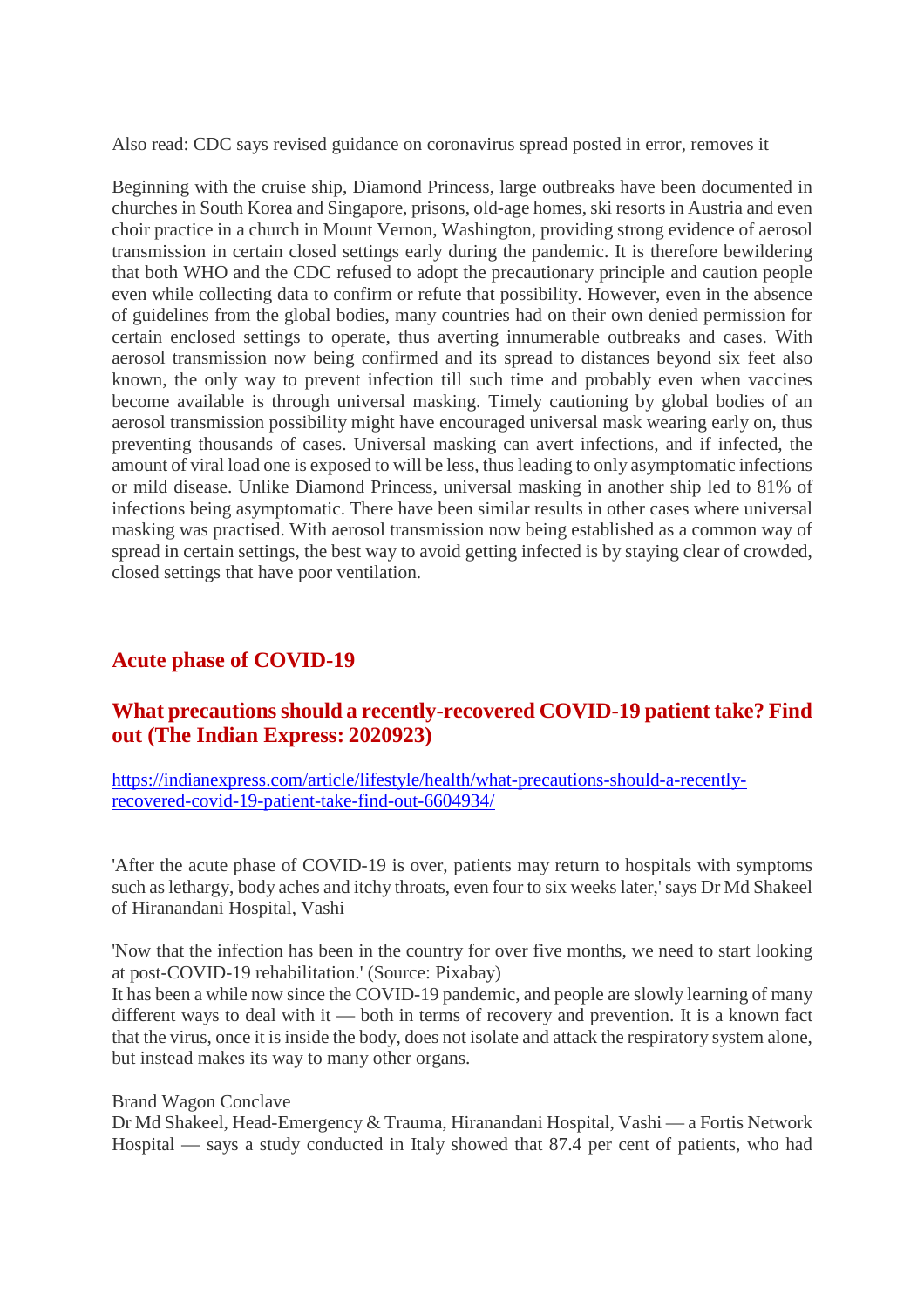Also read: CDC says revised guidance on coronavirus spread posted in error, removes it

Beginning with the cruise ship, Diamond Princess, large outbreaks have been documented in churches in South Korea and Singapore, prisons, old-age homes, ski resorts in Austria and even choir practice in a church in Mount Vernon, Washington, providing strong evidence of aerosol transmission in certain closed settings early during the pandemic. It is therefore bewildering that both WHO and the CDC refused to adopt the precautionary principle and caution people even while collecting data to confirm or refute that possibility. However, even in the absence of guidelines from the global bodies, many countries had on their own denied permission for certain enclosed settings to operate, thus averting innumerable outbreaks and cases. With aerosol transmission now being confirmed and its spread to distances beyond six feet also known, the only way to prevent infection till such time and probably even when vaccines become available is through universal masking. Timely cautioning by global bodies of an aerosol transmission possibility might have encouraged universal mask wearing early on, thus preventing thousands of cases. Universal masking can avert infections, and if infected, the amount of viral load one is exposed to will be less, thus leading to only asymptomatic infections or mild disease. Unlike Diamond Princess, universal masking in another ship led to 81% of infections being asymptomatic. There have been similar results in other cases where universal masking was practised. With aerosol transmission now being established as a common way of spread in certain settings, the best way to avoid getting infected is by staying clear of crowded, closed settings that have poor ventilation.

## Acute phase of COVID-19

### What precautions should a recently-recovered COVID-19 patient take? Find out (The Indian Express: 2020923)

[https://indianexpress.com/article/lifestyle/health/what-precautions-should-a-recently-recovered-covid-19-patient-take-find-out-6604934/](https://indianexpress.com/article/lifestyle/health/what-precautions-should-a-recently-recovered-covid-19-patient-take-find-out-6604934/)

'After the acute phase of COVID-19 is over, patients may return to hospitals with symptoms such as lethargy, body aches and itchy throats, even four to six weeks later,' says Dr Md Shakeel of Hiranandani Hospital, Vashi

'Now that the infection has been in the country for over five months, we need to start looking at post-COVID-19 rehabilitation.' (Source: Pixabay)
It has been a while now since the COVID-19 pandemic, and people are slowly learning of many different ways to deal with it — both in terms of recovery and prevention. It is a known fact that the virus, once it is inside the body, does not isolate and attack the respiratory system alone, but instead makes its way to many other organs.

Brand Wagon Conclave
Dr Md Shakeel, Head-Emergency & Trauma, Hiranandani Hospital, Vashi — a Fortis Network Hospital — says a study conducted in Italy showed that 87.4 per cent of patients, who had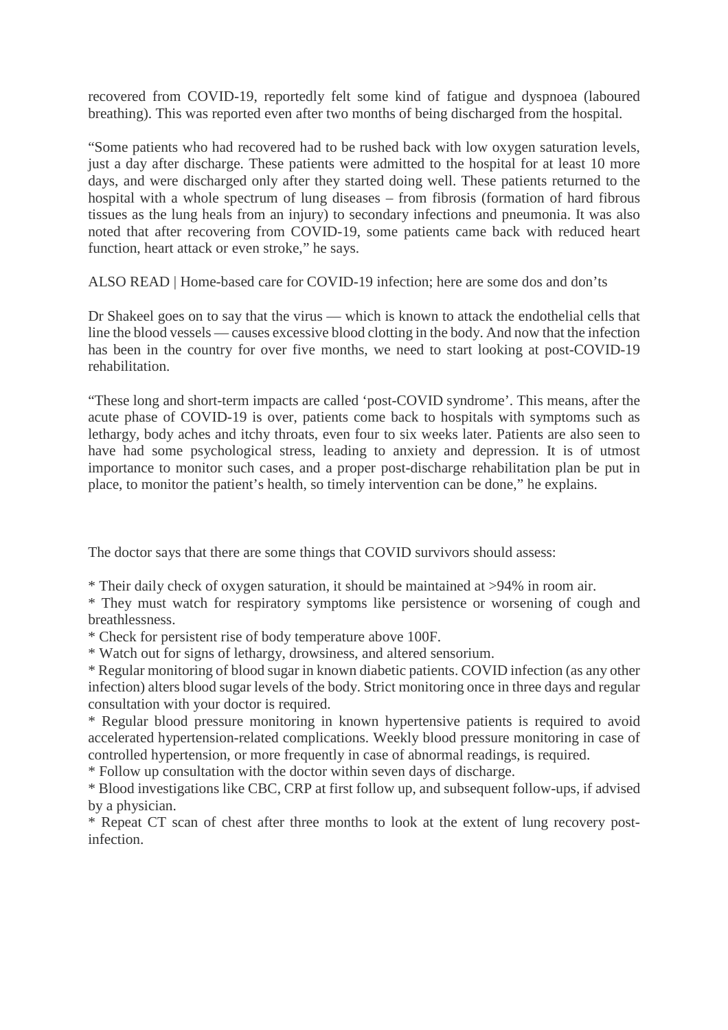recovered from COVID-19, reportedly felt some kind of fatigue and dyspnoea (laboured breathing). This was reported even after two months of being discharged from the hospital.

“Some patients who had recovered had to be rushed back with low oxygen saturation levels, just a day after discharge. These patients were admitted to the hospital for at least 10 more days, and were discharged only after they started doing well. These patients returned to the hospital with a whole spectrum of lung diseases – from fibrosis (formation of hard fibrous tissues as the lung heals from an injury) to secondary infections and pneumonia. It was also noted that after recovering from COVID-19, some patients came back with reduced heart function, heart attack or even stroke,” he says.

ALSO READ | Home-based care for COVID-19 infection; here are some dos and don’ts

Dr Shakeel goes on to say that the virus — which is known to attack the endothelial cells that line the blood vessels — causes excessive blood clotting in the body. And now that the infection has been in the country for over five months, we need to start looking at post-COVID-19 rehabilitation.

“These long and short-term impacts are called ‘post-COVID syndrome’. This means, after the acute phase of COVID-19 is over, patients come back to hospitals with symptoms such as lethargy, body aches and itchy throats, even four to six weeks later. Patients are also seen to have had some psychological stress, leading to anxiety and depression. It is of utmost importance to monitor such cases, and a proper post-discharge rehabilitation plan be put in place, to monitor the patient’s health, so timely intervention can be done,” he explains.

The doctor says that there are some things that COVID survivors should assess:

* Their daily check of oxygen saturation, it should be maintained at >94% in room air.
* They must watch for respiratory symptoms like persistence or worsening of cough and breathlessness.
* Check for persistent rise of body temperature above 100F.
* Watch out for signs of lethargy, drowsiness, and altered sensorium.
* Regular monitoring of blood sugar in known diabetic patients. COVID infection (as any other infection) alters blood sugar levels of the body. Strict monitoring once in three days and regular consultation with your doctor is required.
* Regular blood pressure monitoring in known hypertensive patients is required to avoid accelerated hypertension-related complications. Weekly blood pressure monitoring in case of controlled hypertension, or more frequently in case of abnormal readings, is required.
* Follow up consultation with the doctor within seven days of discharge.
* Blood investigations like CBC, CRP at first follow up, and subsequent follow-ups, if advised by a physician.
* Repeat CT scan of chest after three months to look at the extent of lung recovery post-infection.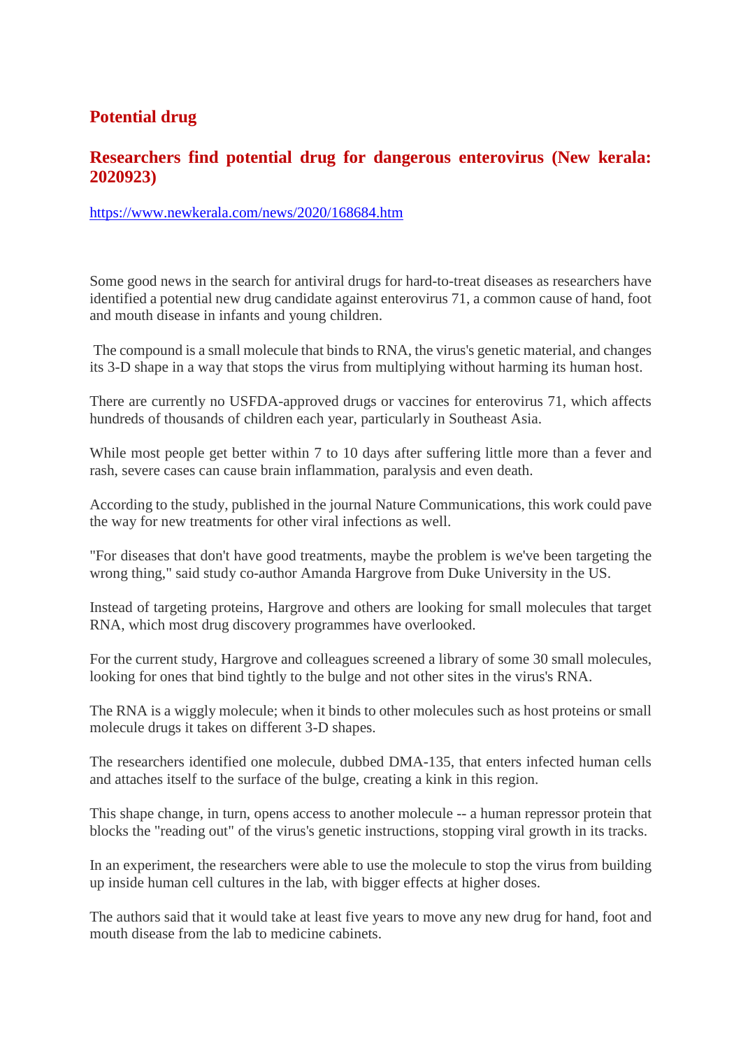## Potential drug

## Researchers find potential drug for dangerous enterovirus (New kerala: 2020923)

https://www.newkerala.com/news/2020/168684.htm

Some good news in the search for antiviral drugs for hard-to-treat diseases as researchers have identified a potential new drug candidate against enterovirus 71, a common cause of hand, foot and mouth disease in infants and young children.

The compound is a small molecule that binds to RNA, the virus's genetic material, and changes its 3-D shape in a way that stops the virus from multiplying without harming its human host.

There are currently no USFDA-approved drugs or vaccines for enterovirus 71, which affects hundreds of thousands of children each year, particularly in Southeast Asia.

While most people get better within 7 to 10 days after suffering little more than a fever and rash, severe cases can cause brain inflammation, paralysis and even death.

According to the study, published in the journal Nature Communications, this work could pave the way for new treatments for other viral infections as well.

"For diseases that don't have good treatments, maybe the problem is we've been targeting the wrong thing," said study co-author Amanda Hargrove from Duke University in the US.

Instead of targeting proteins, Hargrove and others are looking for small molecules that target RNA, which most drug discovery programmes have overlooked.

For the current study, Hargrove and colleagues screened a library of some 30 small molecules, looking for ones that bind tightly to the bulge and not other sites in the virus's RNA.

The RNA is a wiggly molecule; when it binds to other molecules such as host proteins or small molecule drugs it takes on different 3-D shapes.

The researchers identified one molecule, dubbed DMA-135, that enters infected human cells and attaches itself to the surface of the bulge, creating a kink in this region.

This shape change, in turn, opens access to another molecule -- a human repressor protein that blocks the "reading out" of the virus's genetic instructions, stopping viral growth in its tracks.

In an experiment, the researchers were able to use the molecule to stop the virus from building up inside human cell cultures in the lab, with bigger effects at higher doses.

The authors said that it would take at least five years to move any new drug for hand, foot and mouth disease from the lab to medicine cabinets.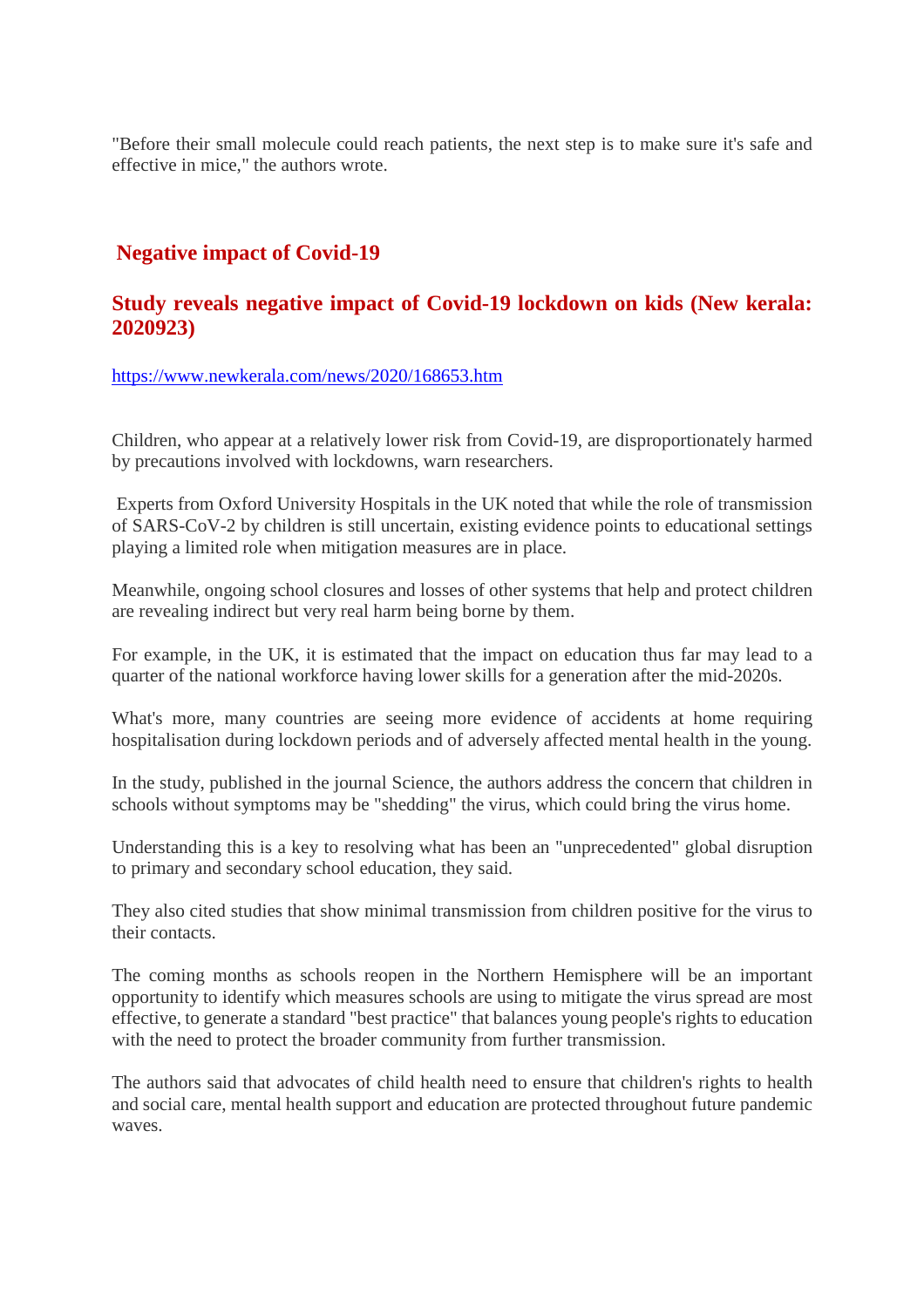"Before their small molecule could reach patients, the next step is to make sure it's safe and effective in mice," the authors wrote.

## Negative impact of Covid-19

### Study reveals negative impact of Covid-19 lockdown on kids (New kerala: 2020923)

https://www.newkerala.com/news/2020/168653.htm

Children, who appear at a relatively lower risk from Covid-19, are disproportionately harmed by precautions involved with lockdowns, warn researchers.

Experts from Oxford University Hospitals in the UK noted that while the role of transmission of SARS-CoV-2 by children is still uncertain, existing evidence points to educational settings playing a limited role when mitigation measures are in place.

Meanwhile, ongoing school closures and losses of other systems that help and protect children are revealing indirect but very real harm being borne by them.

For example, in the UK, it is estimated that the impact on education thus far may lead to a quarter of the national workforce having lower skills for a generation after the mid-2020s.

What's more, many countries are seeing more evidence of accidents at home requiring hospitalisation during lockdown periods and of adversely affected mental health in the young.

In the study, published in the journal Science, the authors address the concern that children in schools without symptoms may be "shedding" the virus, which could bring the virus home.

Understanding this is a key to resolving what has been an "unprecedented" global disruption to primary and secondary school education, they said.

They also cited studies that show minimal transmission from children positive for the virus to their contacts.

The coming months as schools reopen in the Northern Hemisphere will be an important opportunity to identify which measures schools are using to mitigate the virus spread are most effective, to generate a standard "best practice" that balances young people's rights to education with the need to protect the broader community from further transmission.

The authors said that advocates of child health need to ensure that children's rights to health and social care, mental health support and education are protected throughout future pandemic waves.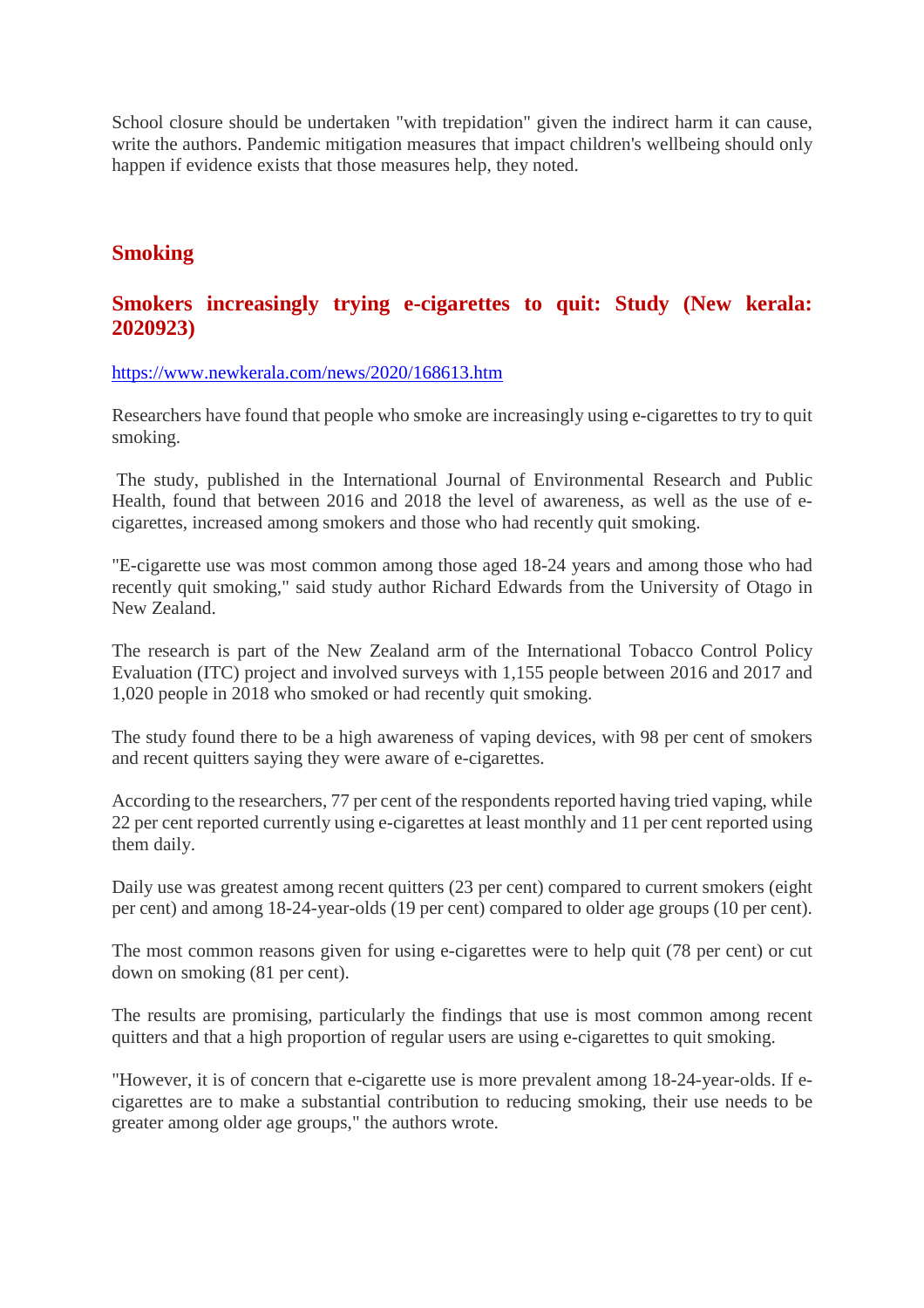School closure should be undertaken "with trepidation" given the indirect harm it can cause, write the authors. Pandemic mitigation measures that impact children's wellbeing should only happen if evidence exists that those measures help, they noted.

## Smoking

### Smokers increasingly trying e-cigarettes to quit: Study (New kerala: 2020923)

https://www.newkerala.com/news/2020/168613.htm

Researchers have found that people who smoke are increasingly using e-cigarettes to try to quit smoking.

The study, published in the International Journal of Environmental Research and Public Health, found that between 2016 and 2018 the level of awareness, as well as the use of e-cigarettes, increased among smokers and those who had recently quit smoking.

"E-cigarette use was most common among those aged 18-24 years and among those who had recently quit smoking," said study author Richard Edwards from the University of Otago in New Zealand.

The research is part of the New Zealand arm of the International Tobacco Control Policy Evaluation (ITC) project and involved surveys with 1,155 people between 2016 and 2017 and 1,020 people in 2018 who smoked or had recently quit smoking.

The study found there to be a high awareness of vaping devices, with 98 per cent of smokers and recent quitters saying they were aware of e-cigarettes.

According to the researchers, 77 per cent of the respondents reported having tried vaping, while 22 per cent reported currently using e-cigarettes at least monthly and 11 per cent reported using them daily.

Daily use was greatest among recent quitters (23 per cent) compared to current smokers (eight per cent) and among 18-24-year-olds (19 per cent) compared to older age groups (10 per cent).

The most common reasons given for using e-cigarettes were to help quit (78 per cent) or cut down on smoking (81 per cent).

The results are promising, particularly the findings that use is most common among recent quitters and that a high proportion of regular users are using e-cigarettes to quit smoking.

"However, it is of concern that e-cigarette use is more prevalent among 18-24-year-olds. If e-cigarettes are to make a substantial contribution to reducing smoking, their use needs to be greater among older age groups," the authors wrote.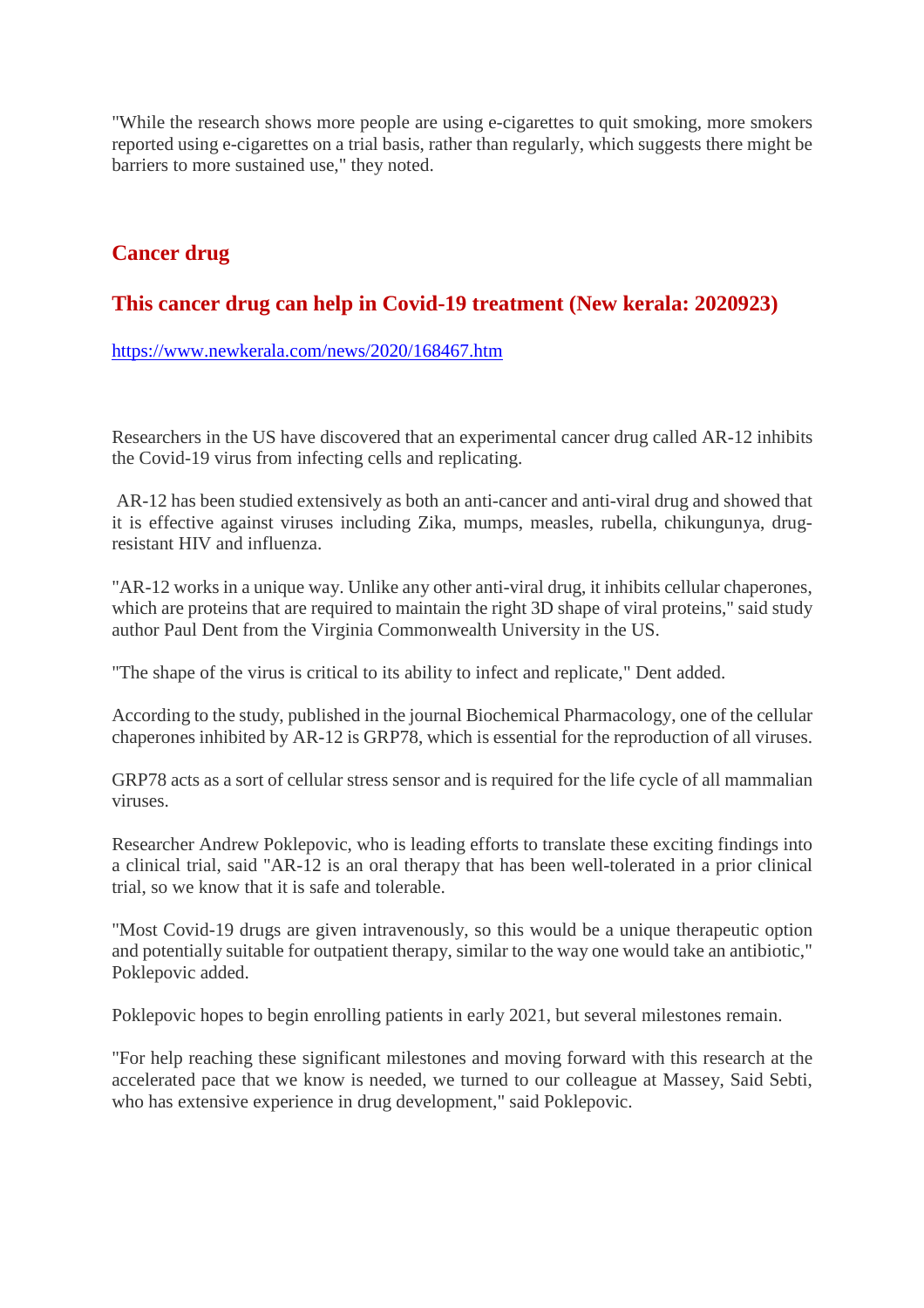"While the research shows more people are using e-cigarettes to quit smoking, more smokers reported using e-cigarettes on a trial basis, rather than regularly, which suggests there might be barriers to more sustained use," they noted.

## Cancer drug

## This cancer drug can help in Covid-19 treatment (New kerala: 2020923)

https://www.newkerala.com/news/2020/168467.htm

Researchers in the US have discovered that an experimental cancer drug called AR-12 inhibits the Covid-19 virus from infecting cells and replicating.

AR-12 has been studied extensively as both an anti-cancer and anti-viral drug and showed that it is effective against viruses including Zika, mumps, measles, rubella, chikungunya, drug-resistant HIV and influenza.

"AR-12 works in a unique way. Unlike any other anti-viral drug, it inhibits cellular chaperones, which are proteins that are required to maintain the right 3D shape of viral proteins," said study author Paul Dent from the Virginia Commonwealth University in the US.

"The shape of the virus is critical to its ability to infect and replicate," Dent added.

According to the study, published in the journal Biochemical Pharmacology, one of the cellular chaperones inhibited by AR-12 is GRP78, which is essential for the reproduction of all viruses.

GRP78 acts as a sort of cellular stress sensor and is required for the life cycle of all mammalian viruses.

Researcher Andrew Poklepovic, who is leading efforts to translate these exciting findings into a clinical trial, said "AR-12 is an oral therapy that has been well-tolerated in a prior clinical trial, so we know that it is safe and tolerable.

"Most Covid-19 drugs are given intravenously, so this would be a unique therapeutic option and potentially suitable for outpatient therapy, similar to the way one would take an antibiotic," Poklepovic added.

Poklepovic hopes to begin enrolling patients in early 2021, but several milestones remain.

"For help reaching these significant milestones and moving forward with this research at the accelerated pace that we know is needed, we turned to our colleague at Massey, Said Sebti, who has extensive experience in drug development," said Poklepovic.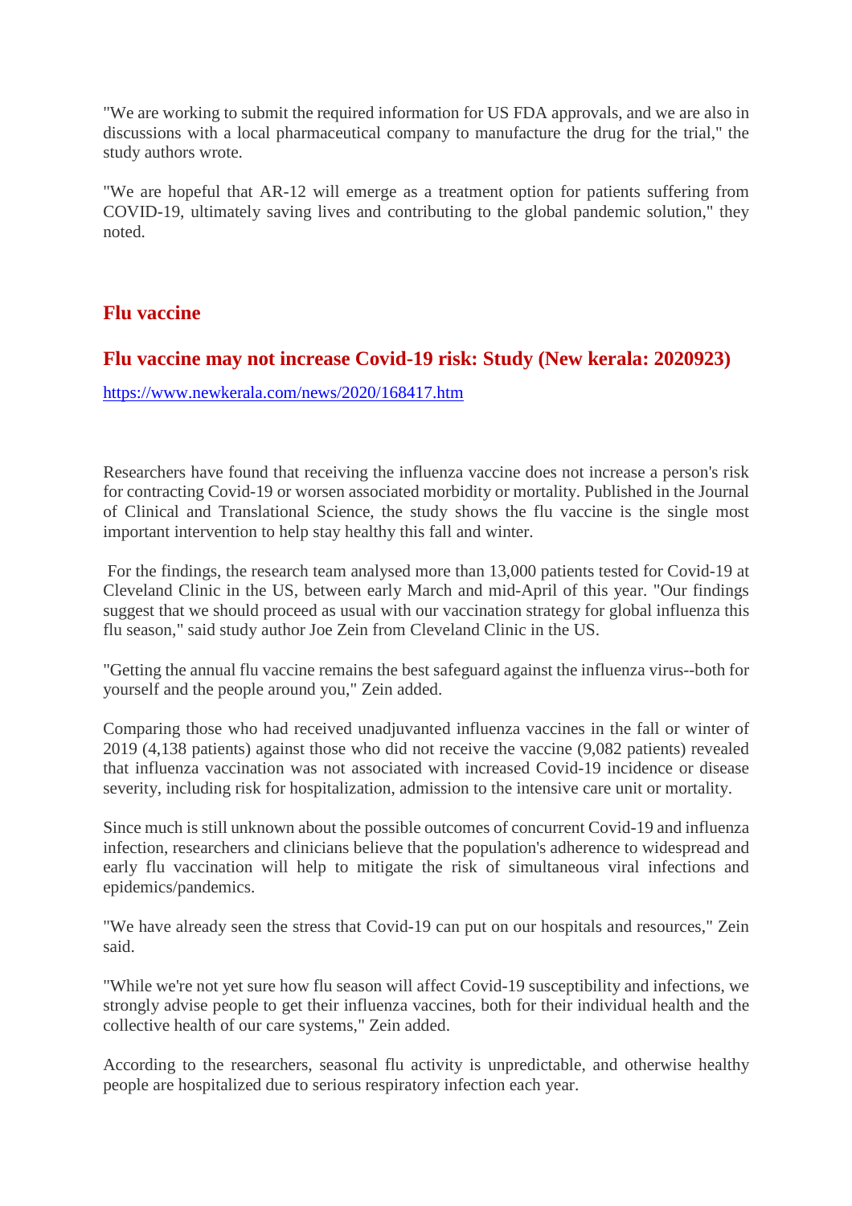"We are working to submit the required information for US FDA approvals, and we are also in discussions with a local pharmaceutical company to manufacture the drug for the trial," the study authors wrote.

"We are hopeful that AR-12 will emerge as a treatment option for patients suffering from COVID-19, ultimately saving lives and contributing to the global pandemic solution," they noted.

## Flu vaccine

### Flu vaccine may not increase Covid-19 risk: Study (New kerala: 2020923)

https://www.newkerala.com/news/2020/168417.htm

Researchers have found that receiving the influenza vaccine does not increase a person's risk for contracting Covid-19 or worsen associated morbidity or mortality. Published in the Journal of Clinical and Translational Science, the study shows the flu vaccine is the single most important intervention to help stay healthy this fall and winter.

For the findings, the research team analysed more than 13,000 patients tested for Covid-19 at Cleveland Clinic in the US, between early March and mid-April of this year. "Our findings suggest that we should proceed as usual with our vaccination strategy for global influenza this flu season," said study author Joe Zein from Cleveland Clinic in the US.

"Getting the annual flu vaccine remains the best safeguard against the influenza virus--both for yourself and the people around you," Zein added.

Comparing those who had received unadjuvanted influenza vaccines in the fall or winter of 2019 (4,138 patients) against those who did not receive the vaccine (9,082 patients) revealed that influenza vaccination was not associated with increased Covid-19 incidence or disease severity, including risk for hospitalization, admission to the intensive care unit or mortality.

Since much is still unknown about the possible outcomes of concurrent Covid-19 and influenza infection, researchers and clinicians believe that the population's adherence to widespread and early flu vaccination will help to mitigate the risk of simultaneous viral infections and epidemics/pandemics.

"We have already seen the stress that Covid-19 can put on our hospitals and resources," Zein said.

"While we're not yet sure how flu season will affect Covid-19 susceptibility and infections, we strongly advise people to get their influenza vaccines, both for their individual health and the collective health of our care systems," Zein added.

According to the researchers, seasonal flu activity is unpredictable, and otherwise healthy people are hospitalized due to serious respiratory infection each year.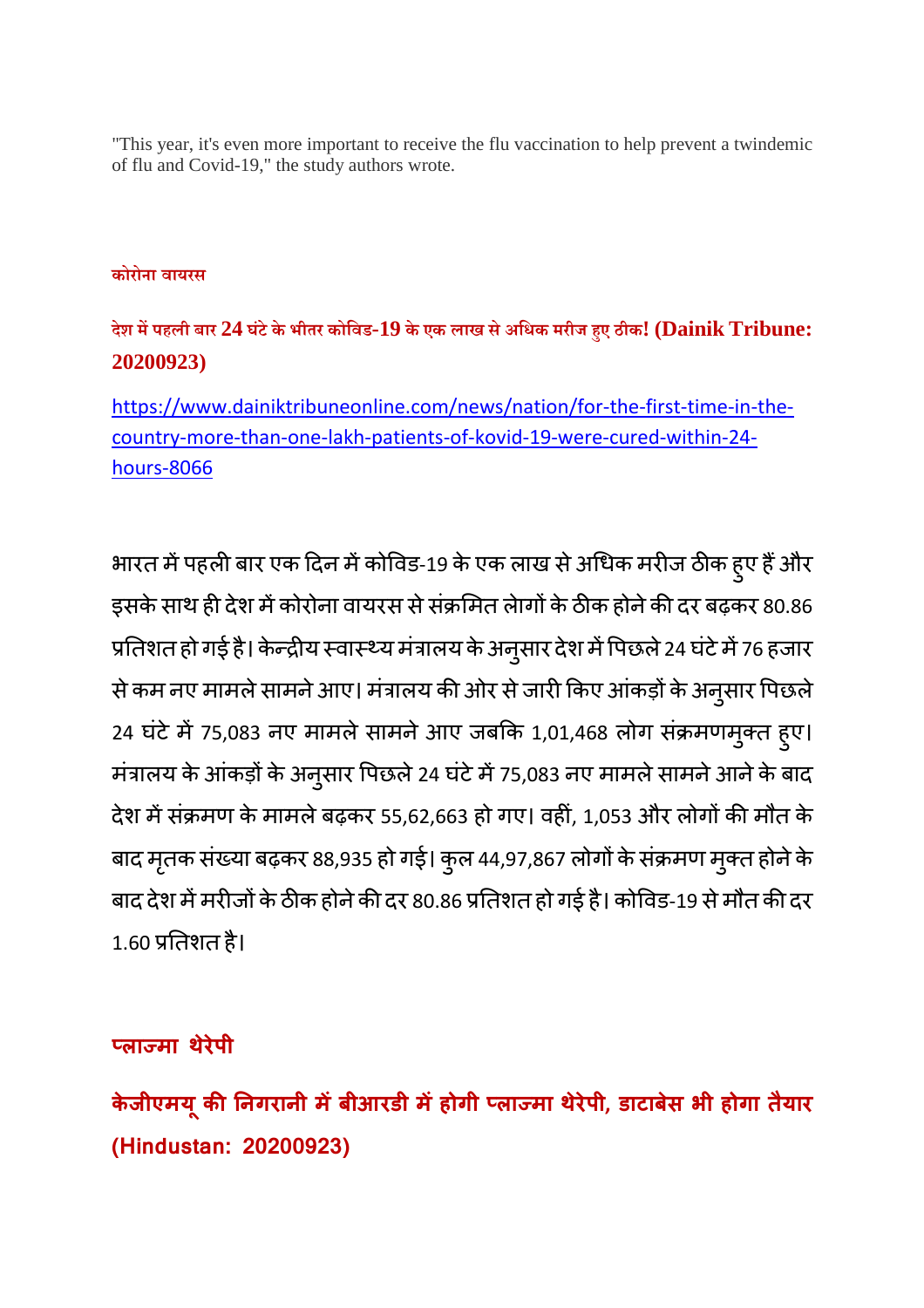"This year, it's even more important to receive the flu vaccination to help prevent a twindemic of flu and Covid-19," the study authors wrote.

**कोरोना वायरस**

## देश में पहली बार 24 घंटे के भीतर कोविड-19 के एक लाख से अधिक मरीज हुए ठीक! (Dainik Tribune: 20200923)

https://www.dainiktribuneonline.com/news/nation/for-the-first-time-in-the-country-more-than-one-lakh-patients-of-kovid-19-were-cured-within-24-hours-8066

भारत में पहली बार एक दिन में कोविड-19 के एक लाख से अधिक मरीज ठीक हुए हैं और इसके साथ ही देश में कोरोना वायरस से संक्रमित लोगों के ठीक होने की दर बढ़कर 80.86 प्रतिशत हो गई है। केन्द्रीय स्वास्थ्य मंत्रालय के अनुसार देश में पिछले 24 घंटे में 76 हजार से कम नए मामले सामने आए। मंत्रालय की ओर से जारी किए आंकड़ों के अनुसार पिछले 24 घंटे में 75,083 नए मामले सामने आए जबकि 1,01,468 लोग संक्रमणमुक्त हुए। मंत्रालय के आंकड़ों के अनुसार पिछले 24 घंटे में 75,083 नए मामले सामने आने के बाद देश में संक्रमण के मामले बढ़कर 55,62,663 हो गए। वहीं, 1,053 और लोगों की मौत के बाद मृतक संख्या बढ़कर 88,935 हो गई। कुल 44,97,867 लोगों के संक्रमण मुक्त होने के बाद देश में मरीजों के ठीक होने की दर 80.86 प्रतिशत हो गई है। कोविड-19 से मौत की दर 1.60 प्रतिशत है।

**प्लाज्मा थेरेपी**

## केजीएमयू की निगरानी में बीआरडी में होगी प्लाज्मा थेरेपी, डाटाबेस भी होगा तैयार (Hindustan: 20200923)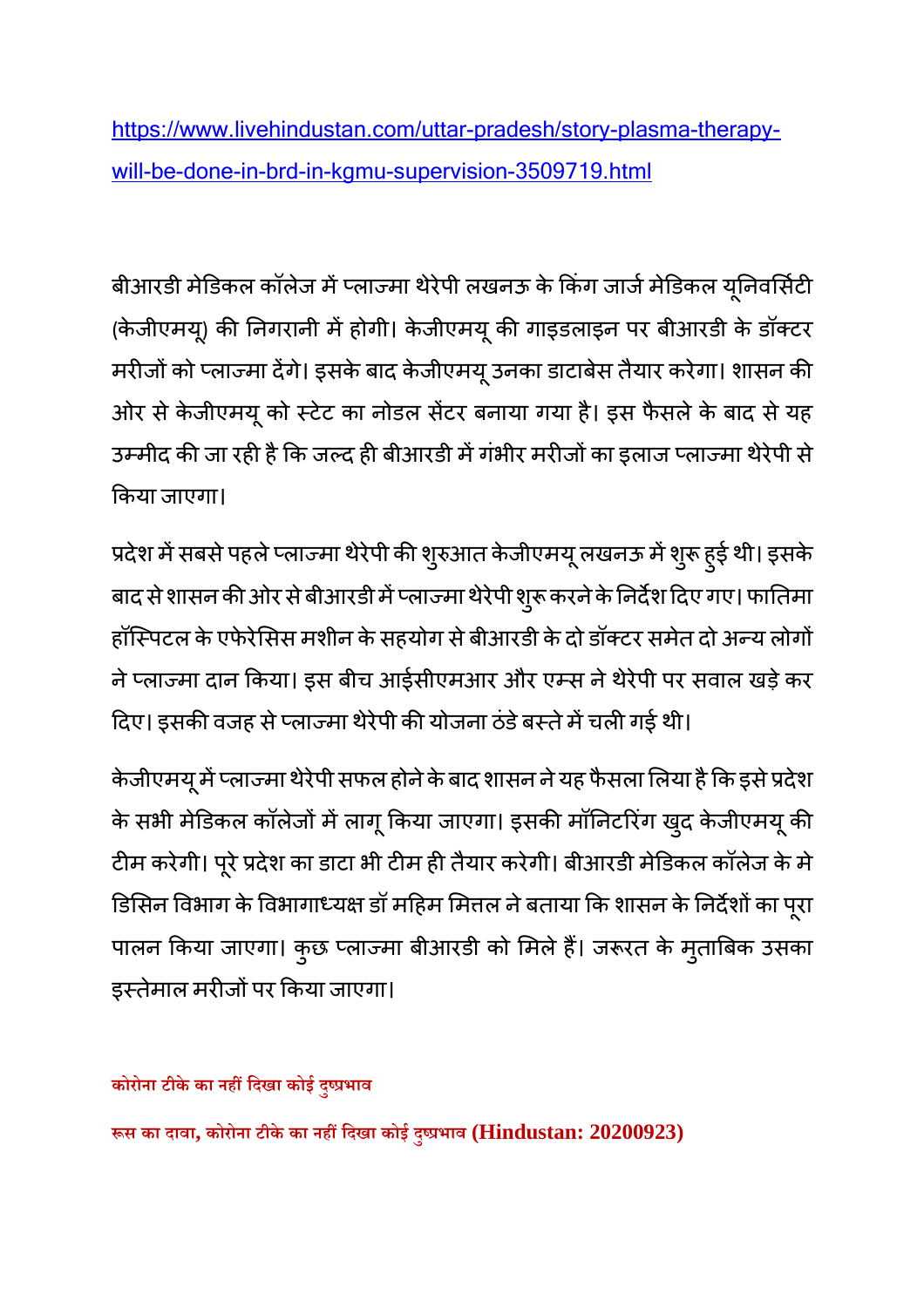https://www.livehindustan.com/uttar-pradesh/story-plasma-therapy-will-be-done-in-brd-in-kgmu-supervision-3509719.html

बीआरडी मेडिकल कॉलेज में प्लाज्मा थेरेपी लखनऊ के किंग जार्ज मेडिकल यूनिवर्सिटी (केजीएमयू) की निगरानी में होगी। केजीएमयू की गाइडलाइन पर बीआरडी के डॉक्टर मरीजों को प्लाज्मा देंगे। इसके बाद केजीएमयू उनका डाटाबेस तैयार करेगा। शासन की ओर से केजीएमयू को स्टेट का नोडल सेंटर बनाया गया है। इस फैसले के बाद से यह उम्मीद की जा रही है कि जल्द ही बीआरडी में गंभीर मरीजों का इलाज प्लाज्मा थेरेपी से किया जाएगा।

प्रदेश में सबसे पहले प्लाज्मा थेरेपी की शुरुआत केजीएमयू लखनऊ में शुरू हुई थी। इसके बाद से शासन की ओर से बीआरडी में प्लाज्मा थेरेपी शुरू करने के निर्देश दिए गए। फातिमा हॉस्पिटल के एफेरेसिस मशीन के सहयोग से बीआरडी के दो डॉक्टर समेत दो अन्य लोगों ने प्लाज्मा दान किया। इस बीच आईसीएमआर और एम्स ने थेरेपी पर सवाल खड़े कर दिए। इसकी वजह से प्लाज्मा थेरेपी की योजना ठंडे बस्ते में चली गई थी।

केजीएमयू में प्लाज्मा थेरेपी सफल होने के बाद शासन ने यह फैसला लिया है कि इसे प्रदेश के सभी मेडिकल कॉलेजों में लागू किया जाएगा। इसकी मॉनिटरिंग खुद केजीएमयू की टीम करेगी। पूरे प्रदेश का डाटा भी टीम ही तैयार करेगी। बीआरडी मेडिकल कॉलेज के मेडिसिन विभाग के विभागाध्यक्ष डॉ महिम मित्तल ने बताया कि शासन के निर्देशों का पूरा पालन किया जाएगा। कुछ प्लाज्मा बीआरडी को मिले हैं। जरूरत के मुताबिक उसका इस्तेमाल मरीजों पर किया जाएगा।

**कोरोना टीके का नहीं दिखा कोई दुष्प्रभाव**

**रूस का दावा, कोरोना टीके का नहीं दिखा कोई दुष्प्रभाव (Hindustan: 20200923)**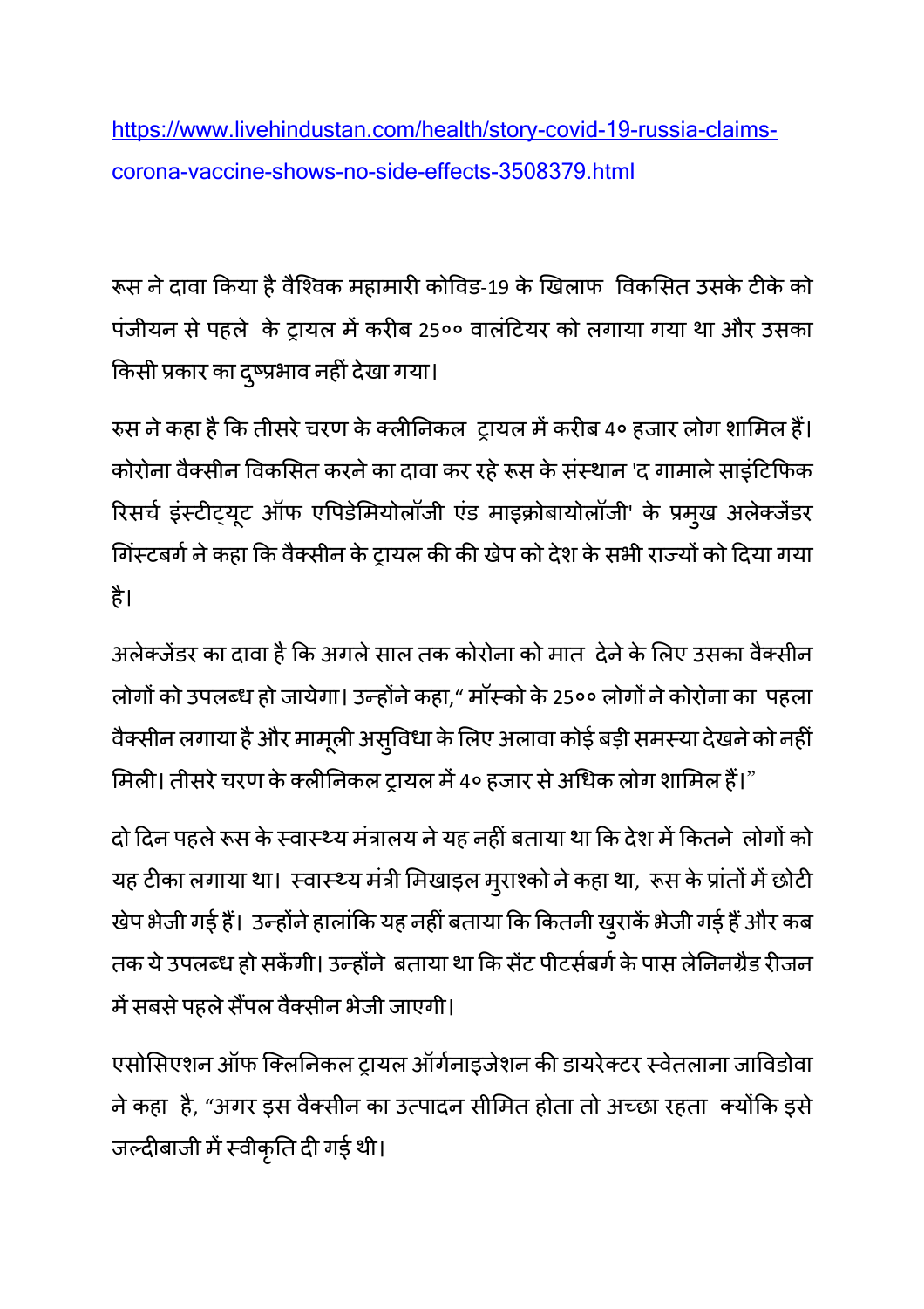https://www.livehindustan.com/health/story-covid-19-russia-claims-corona-vaccine-shows-no-side-effects-3508379.html

रूस ने दावा किया है वैश्विक महामारी कोविड-19 के खिलाफ  विकसित उसके टीके को पंजीयन से पहले  के ट्रायल में करीब 25०० वालंटियर को लगाया गया था और उसका किसी प्रकार का दुष्प्रभाव नहीं देखा गया।

रुस ने कहा है कि तीसरे चरण के क्लीनिकल  ट्रायल में करीब 4० हजार लोग शामिल हैं। कोरोना वैक्सीन विकसित करने का दावा कर रहे रूस के संस्थान 'द गामाले साइंटिफिक रिसर्च इंस्टीट्यूट ऑफ एपिडेमियोलॉजी एंड माइक्रोबायोलॉजी' के प्रमुख अलेक्जेंडर गिंस्टबर्ग ने कहा कि वैक्सीन के ट्रायल की की खेप को देश के सभी राज्यों को दिया गया है।

अलेक्जेंडर का दावा है कि अगले साल तक कोरोना को मात  देने के लिए उसका वैक्सीन लोगों को उपलब्ध हो जायेगा। उन्होंने कहा," मॉस्को के 25०० लोगों ने कोरोना का  पहला वैक्सीन लगाया है और मामूली असुविधा के लिए अलावा कोई बड़ी समस्या देखने को नहीं मिली। तीसरे चरण के क्लीनिकल ट्रायल में 4० हजार से अधिक लोग शामिल हैं।"

दो दिन पहले रूस के स्वास्थ्य मंत्रालय ने यह नहीं बताया था कि देश में कितने  लोगों को यह टीका लगाया था।  स्वास्थ्य मंत्री मिखाइल मुराश्को ने कहा था,  रूस के प्रांतों में छोटी खेप भेजी गई हैं।  उन्होंने हालांकि यह नहीं बताया कि कितनी खुराकें भेजी गई हैं और कब तक ये उपलब्ध हो सकेंगी। उन्होंने  बताया था कि सेंट पीटर्सबर्ग के पास लेनिनग्रैड रीजन में सबसे पहले सैंपल वैक्सीन भेजी जाएगी।

एसोसिएशन ऑफ क्लिनिकल ट्रायल ऑर्गनाइजेशन की डायरेक्टर स्वेतलाना जाविडोवा ने कहा  है, "अगर इस वैक्सीन का उत्पादन सीमित होता तो अच्छा रहता  क्योंकि इसे जल्दीबाजी में स्वीकृति दी गई थी।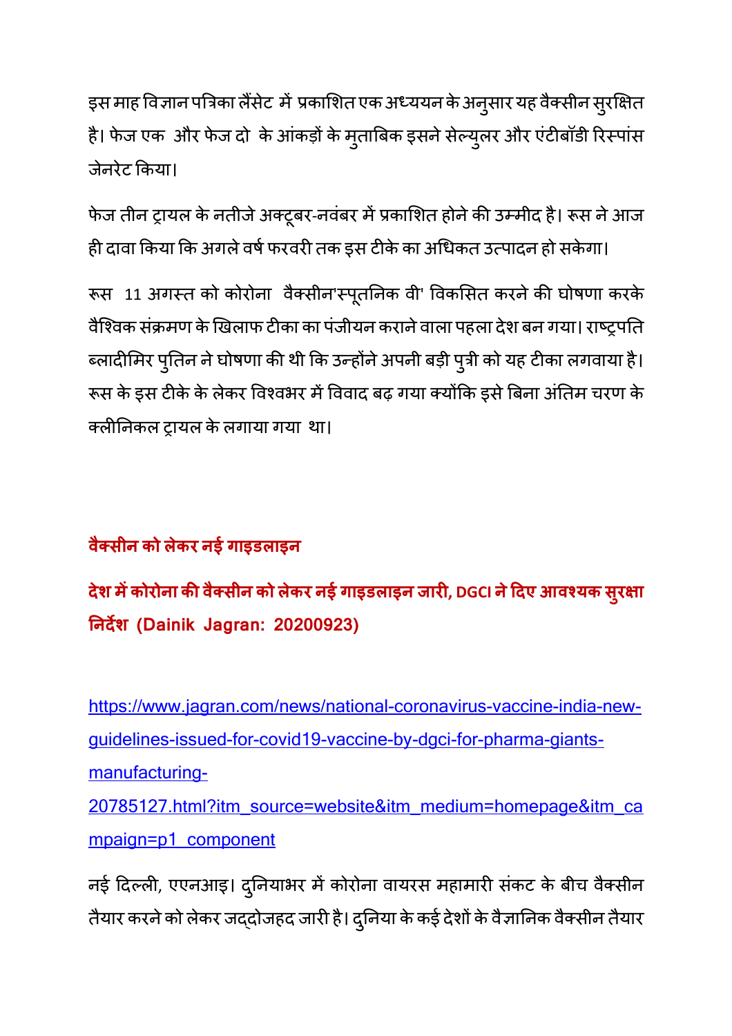इस माह विज्ञान पत्रिका लैंसेट में प्रकाशित एक अध्ययन के अनुसार यह वैक्सीन सुरक्षित है। फेज एक और फेज दो के आंकड़ों के मुताबिक इसने सेल्युलर और एंटीबॉडी रिस्पांस जेनरेट किया।

फेज तीन ट्रायल के नतीजे अक्टूबर-नवंबर में प्रकाशित होने की उम्मीद है। रूस ने आज ही दावा किया कि अगले वर्ष फरवरी तक इस टीके का अधिकत उत्पादन हो सकेगा।

रूस 11 अगस्त को कोरोना वैक्सीन'स्पूतनिक वी' विकसित करने की घोषणा करके वैश्विक संक्रमण के खिलाफ टीका का पंजीयन कराने वाला पहला देश बन गया। राष्ट्रपति ब्लादीमिर पुतिन ने घोषणा की थी कि उन्होंने अपनी बड़ी पुत्री को यह टीका लगवाया है। रूस के इस टीके के लेकर विश्वभर में विवाद बढ़ गया क्योंकि इसे बिना अंतिम चरण के क्लीनिकल ट्रायल के लगाया गया था।

**वैक्सीन को लेकर नई गाइडलाइन**

**देश में कोरोना की वैक्सीन को लेकर नई गाइडलाइन जारी, DGCI ने दिए आवश्यक सुरक्षा निर्देश (Dainik Jagran: 20200923)**

https://www.jagran.com/news/national-coronavirus-vaccine-india-new-guidelines-issued-for-covid19-vaccine-by-dgci-for-pharma-giants-manufacturing-20785127.html?itm_source=website&itm_medium=homepage&itm_campaign=p1_component

नई दिल्ली, एएनआइ। दुनियाभर में कोरोना वायरस महामारी संकट के बीच वैक्सीन तैयार करने को लेकर जद्दोजहद जारी है। दुनिया के कई देशों के वैज्ञानिक वैक्सीन तैयार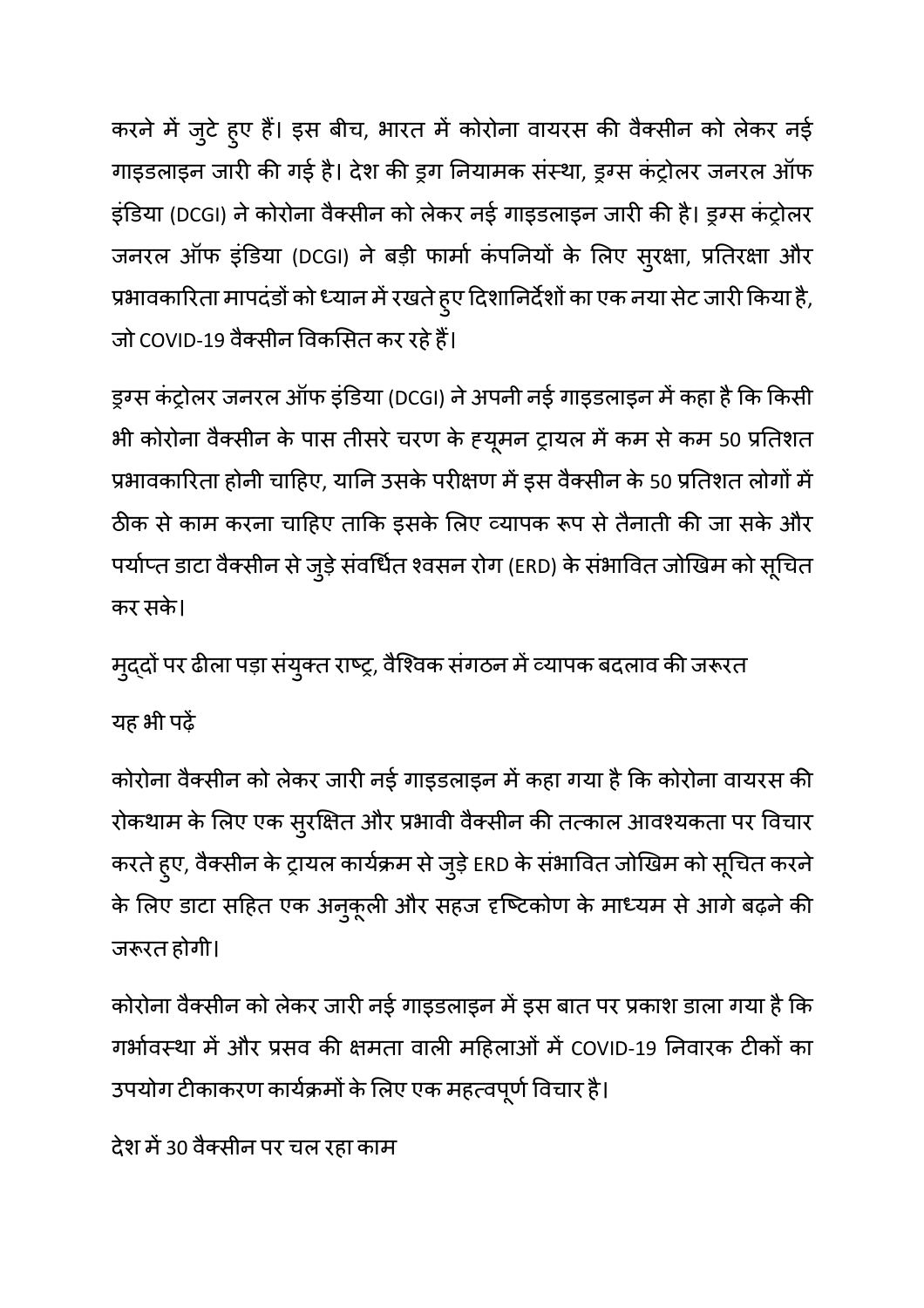करने में जुटे हुए हैं। इस बीच, भारत में कोरोना वायरस की वैक्सीन को लेकर नई गाइडलाइन जारी की गई है। देश की ड्रग नियामक संस्था, ड्रग्स कंट्रोलर जनरल ऑफ इंडिया (DCGI) ने कोरोना वैक्सीन को लेकर नई गाइडलाइन जारी की है। ड्रग्स कंट्रोलर जनरल ऑफ इंडिया (DCGI) ने बड़ी फार्मा कंपनियों के लिए सुरक्षा, प्रतिरक्षा और प्रभावकारिता मापदंडों को ध्यान में रखते हुए दिशानिर्देशों का एक नया सेट जारी किया है, जो COVID-19 वैक्सीन विकसित कर रहे हैं।

ड्रग्स कंट्रोलर जनरल ऑफ इंडिया (DCGI) ने अपनी नई गाइडलाइन में कहा है कि किसी भी कोरोना वैक्सीन के पास तीसरे चरण के ह्यूमन ट्रायल में कम से कम 50 प्रतिशत प्रभावकारिता होनी चाहिए, यानि उसके परीक्षण में इस वैक्सीन के 50 प्रतिशत लोगों में ठीक से काम करना चाहिए ताकि इसके लिए व्यापक रूप से तैनाती की जा सके और पर्याप्त डाटा वैक्सीन से जुड़े संवर्धित श्वसन रोग (ERD) के संभावित जोखिम को सूचित कर सके।

मुद्दों पर ढीला पड़ा संयुक्त राष्ट्र, वैश्विक संगठन में व्यापक बदलाव की जरूरत

यह भी पढ़ें

कोरोना वैक्सीन को लेकर जारी नई गाइडलाइन में कहा गया है कि कोरोना वायरस की रोकथाम के लिए एक सुरक्षित और प्रभावी वैक्सीन की तत्काल आवश्यकता पर विचार करते हुए, वैक्सीन के ट्रायल कार्यक्रम से जुड़े ERD के संभावित जोखिम को सूचित करने के लिए डाटा सहित एक अनुकूली और सहज दृष्टिकोण के माध्यम से आगे बढ़ने की जरूरत होगी।

कोरोना वैक्सीन को लेकर जारी नई गाइडलाइन में इस बात पर प्रकाश डाला गया है कि गर्भावस्था में और प्रसव की क्षमता वाली महिलाओं में COVID-19 निवारक टीकों का उपयोग टीकाकरण कार्यक्रमों के लिए एक महत्वपूर्ण विचार है।

देश में 30 वैक्सीन पर चल रहा काम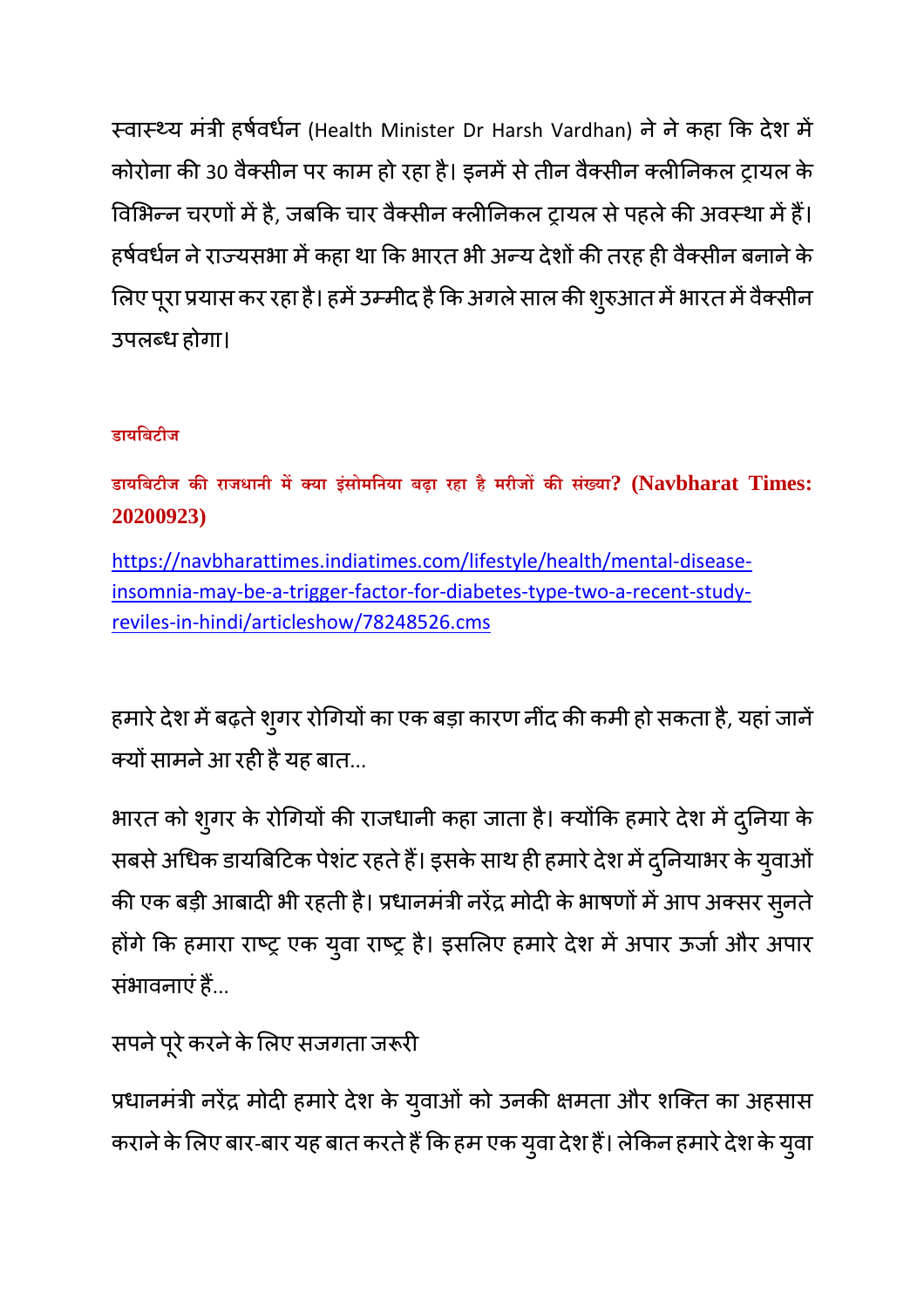स्वास्थ्य मंत्री हर्षवर्धन (Health Minister Dr Harsh Vardhan) ने ने कहा कि देश में कोरोना की 30 वैक्सीन पर काम हो रहा है। इनमें से तीन वैक्सीन क्लीनिकल ट्रायल के विभिन्न चरणों में है, जबकि चार वैक्सीन क्लीनिकल ट्रायल से पहले की अवस्था में हैं। हर्षवर्धन ने राज्यसभा में कहा था कि भारत भी अन्य देशों की तरह ही वैक्सीन बनाने के लिए पूरा प्रयास कर रहा है। हमें उम्मीद है कि अगले साल की शुरुआत में भारत में वैक्सीन उपलब्ध होगा।

### डायबिटीज

**डायबिटीज की राजधानी में क्या इंसोमनिया बढ़ा रहा है मरीजों की संख्या? (Navbharat Times: 20200923)**

https://navbharattimes.indiatimes.com/lifestyle/health/mental-disease-insomnia-may-be-a-trigger-factor-for-diabetes-type-two-a-recent-study-reviles-in-hindi/articleshow/78248526.cms

हमारे देश में बढ़ते शुगर रोगियों का एक बड़ा कारण नींद की कमी हो सकता है, यहां जानें क्यों सामने आ रही है यह बात...

भारत को शुगर के रोगियों की राजधानी कहा जाता है। क्योंकि हमारे देश में दुनिया के सबसे अधिक डायबिटिक पेशंट रहते हैं। इसके साथ ही हमारे देश में दुनियाभर के युवाओं की एक बड़ी आबादी भी रहती है। प्रधानमंत्री नरेंद्र मोदी के भाषणों में आप अक्सर सुनते होंगे कि हमारा राष्ट्र एक युवा राष्ट्र है। इसलिए हमारे देश में अपार ऊर्जा और अपार संभावनाएं हैं...

सपने पूरे करने के लिए सजगता जरूरी

प्रधानमंत्री नरेंद्र मोदी हमारे देश के युवाओं को उनकी क्षमता और शक्ति का अहसास कराने के लिए बार-बार यह बात करते हैं कि हम एक युवा देश हैं। लेकिन हमारे देश के युवा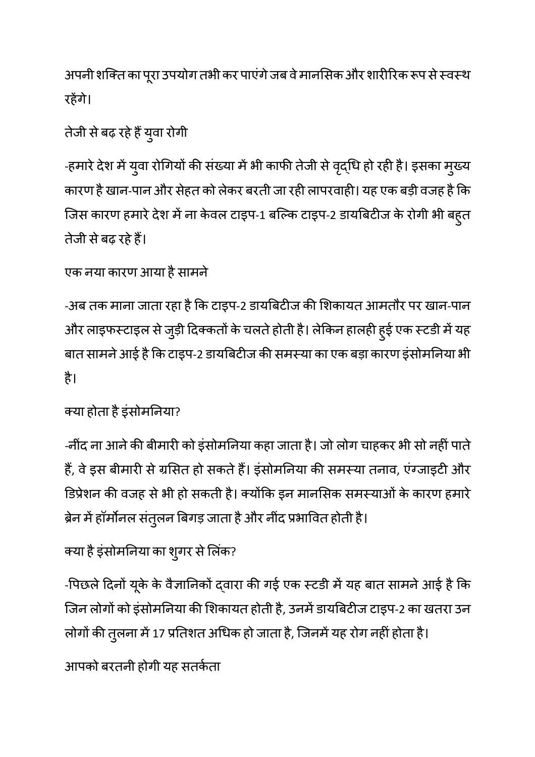अपनी शक्ति का पूरा उपयोग तभी कर पाएंगे जब वे मानसिक और शारीरिक रूप से स्वस्थ रहेंगे।

तेजी से बढ़ रहे हैं युवा रोगी

-हमारे देश में युवा रोगियों की संख्या में भी काफी तेजी से वृद्धि हो रही है। इसका मुख्य कारण है खान-पान और सेहत को लेकर बरती जा रही लापरवाही। यह एक बड़ी वजह है कि जिस कारण हमारे देश में ना केवल टाइप-1 बल्कि टाइप-2 डायबिटीज के रोगी भी बहुत तेजी से बढ़ रहे हैं।

एक नया कारण आया है सामने

-अब तक माना जाता रहा है कि टाइप-2 डायबिटीज की शिकायत आमतौर पर खान-पान और लाइफस्टाइल से जुड़ी दिक्कतों के चलते होती है। लेकिन हालही हुई एक स्टडी में यह बात सामने आई है कि टाइप-2 डायबिटीज की समस्या का एक बड़ा कारण इंसोमनिया भी है।

क्या होता है इंसोमनिया?

-नींद ना आने की बीमारी को इंसोमनिया कहा जाता है। जो लोग चाहकर भी सो नहीं पाते हैं, वे इस बीमारी से ग्रसित हो सकते हैं। इंसोमनिया की समस्या तनाव, एंग्जाइटी और डिप्रेशन की वजह से भी हो सकती है। क्योंकि इन मानसिक समस्याओं के कारण हमारे ब्रेन में हॉर्मोनल संतुलन बिगड़ जाता है और नींद प्रभावित होती है।

क्या है इंसोमनिया का शुगर से लिंक?

-पिछले दिनों यूके के वैज्ञानिकों द्वारा की गई एक स्टडी में यह बात सामने आई है कि जिन लोगों को इंसोमनिया की शिकायत होती है, उनमें डायबिटीज टाइप-2 का खतरा उन लोगों की तुलना में 17 प्रतिशत अधिक हो जाता है, जिनमें यह रोग नहीं होता है।

आपको बरतनी होगी यह सतर्कता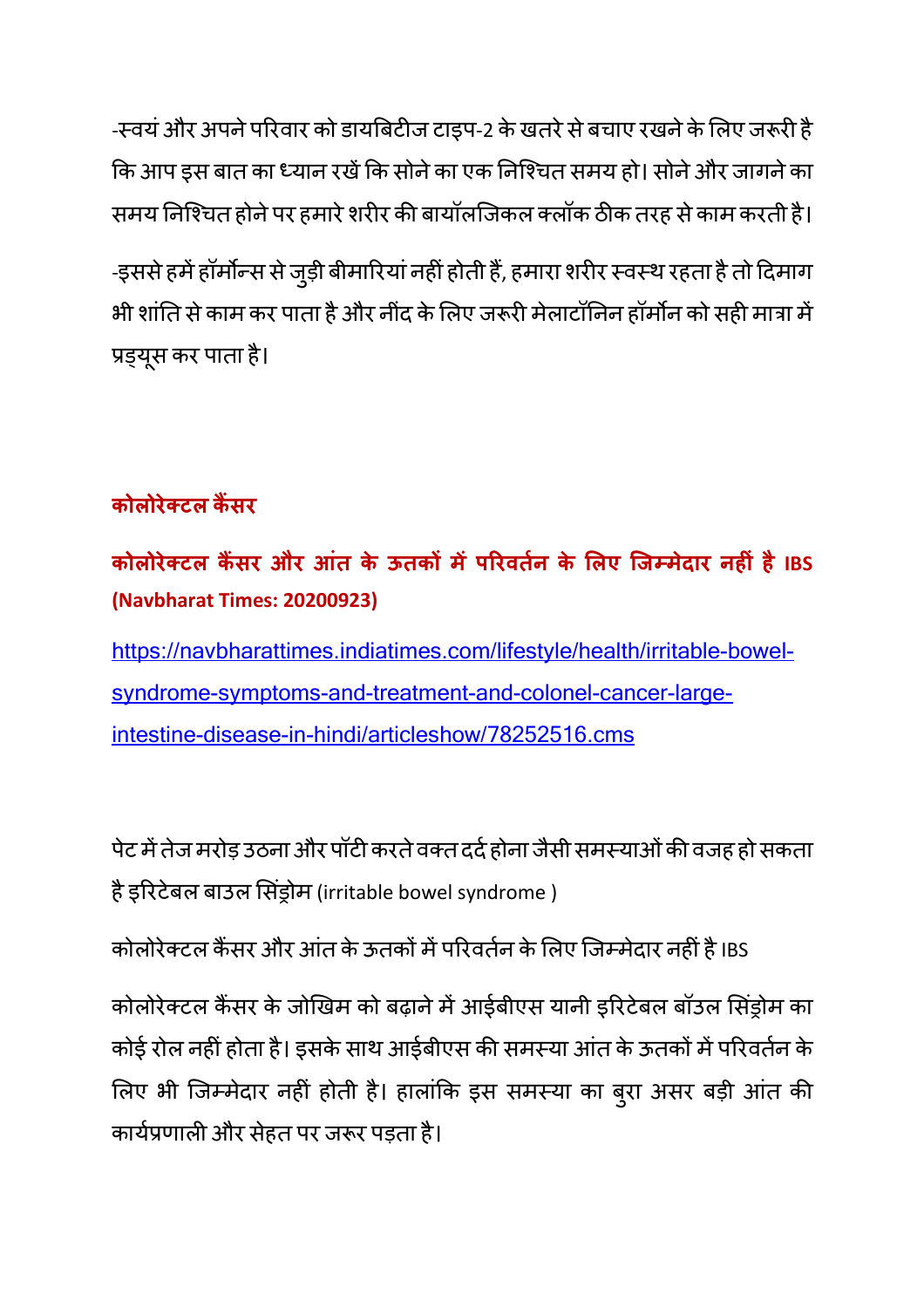-स्वयं और अपने परिवार को डायबिटीज टाइप-2 के खतरे से बचाए रखने के लिए जरूरी है कि आप इस बात का ध्यान रखें कि सोने का एक निश्चित समय हो। सोने और जागने का समय निश्चित होने पर हमारे शरीर की बायॉलजिकल क्लॉक ठीक तरह से काम करती है।

-इससे हमें हॉर्मोन्स से जुड़ी बीमारियां नहीं होती हैं, हमारा शरीर स्वस्थ रहता है तो दिमाग भी शांति से काम कर पाता है और नींद के लिए जरूरी मेलाटॉनिन हॉर्मोन को सही मात्रा में प्रड्यूस कर पाता है।

## कोलोरेक्टल कैंसर

**कोलोरेक्टल कैंसर और आंत के ऊतकों में परिवर्तन के लिए जिम्मेदार नहीं है IBS (Navbharat Times: 20200923)**

https://navbharattimes.indiatimes.com/lifestyle/health/irritable-bowel-syndrome-symptoms-and-treatment-and-colonel-cancer-large-intestine-disease-in-hindi/articleshow/78252516.cms

पेट में तेज मरोड़ उठना और पॉटी करते वक्त दर्द होना जैसी समस्याओं की वजह हो सकता है इरिटेबल बाउल सिंड्रोम (irritable bowel syndrome )

कोलोरेक्टल कैंसर और आंत के ऊतकों में परिवर्तन के लिए जिम्मेदार नहीं है IBS

कोलोरेक्टल कैंसर के जोखिम को बढ़ाने में आईबीएस यानी इरिटेबल बॉउल सिंड्रोम का कोई रोल नहीं होता है। इसके साथ आईबीएस की समस्या आंत के ऊतकों में परिवर्तन के लिए भी जिम्मेदार नहीं होती है। हालांकि इस समस्या का बुरा असर बड़ी आंत की कार्यप्रणाली और सेहत पर जरूर पड़ता है।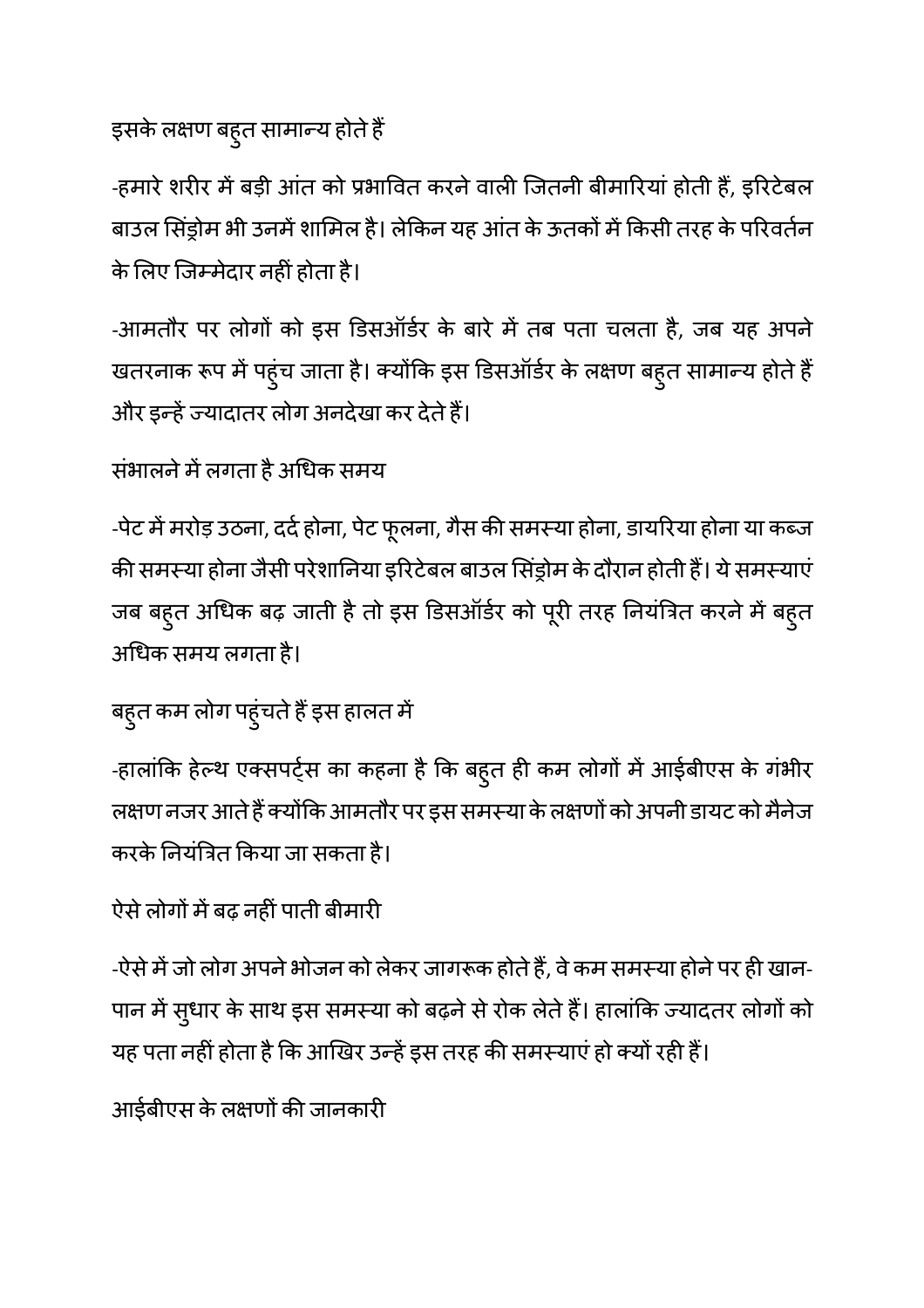इसके लक्षण बहुत सामान्य होते हैं

-हमारे शरीर में बड़ी आंत को प्रभावित करने वाली जितनी बीमारियां होती हैं, इरिटेबल बाउल सिंड्रोम भी उनमें शामिल है। लेकिन यह आंत के ऊतकों में किसी तरह के परिवर्तन के लिए जिम्मेदार नहीं होता है।

-आमतौर पर लोगों को इस डिसऑर्डर के बारे में तब पता चलता है, जब यह अपने खतरनाक रूप में पहुंच जाता है। क्योंकि इस डिसऑर्डर के लक्षण बहुत सामान्य होते हैं और इन्हें ज्यादातर लोग अनदेखा कर देते हैं।

संभालने में लगता है अधिक समय

-पेट में मरोड़ उठना, दर्द होना, पेट फूलना, गैस की समस्या होना, डायरिया होना या कब्ज की समस्या होना जैसी परेशानिया इरिटेबल बाउल सिंड्रोम के दौरान होती हैं। ये समस्याएं जब बहुत अधिक बढ़ जाती है तो इस डिसऑर्डर को पूरी तरह नियंत्रित करने में बहुत अधिक समय लगता है।

बहुत कम लोग पहुंचते हैं इस हालत में

-हालांकि हेल्थ एक्सपर्ट्स का कहना है कि बहुत ही कम लोगों में आईबीएस के गंभीर लक्षण नजर आते हैं क्योंकि आमतौर पर इस समस्या के लक्षणों को अपनी डायट को मैनेज करके नियंत्रित किया जा सकता है।

ऐसे लोगों में बढ़ नहीं पाती बीमारी

-ऐसे में जो लोग अपने भोजन को लेकर जागरूक होते हैं, वे कम समस्या होने पर ही खान-पान में सुधार के साथ इस समस्या को बढ़ने से रोक लेते हैं। हालांकि ज्यादतर लोगों को यह पता नहीं होता है कि आखिर उन्हें इस तरह की समस्याएं हो क्यों रही हैं।

आईबीएस के लक्षणों की जानकारी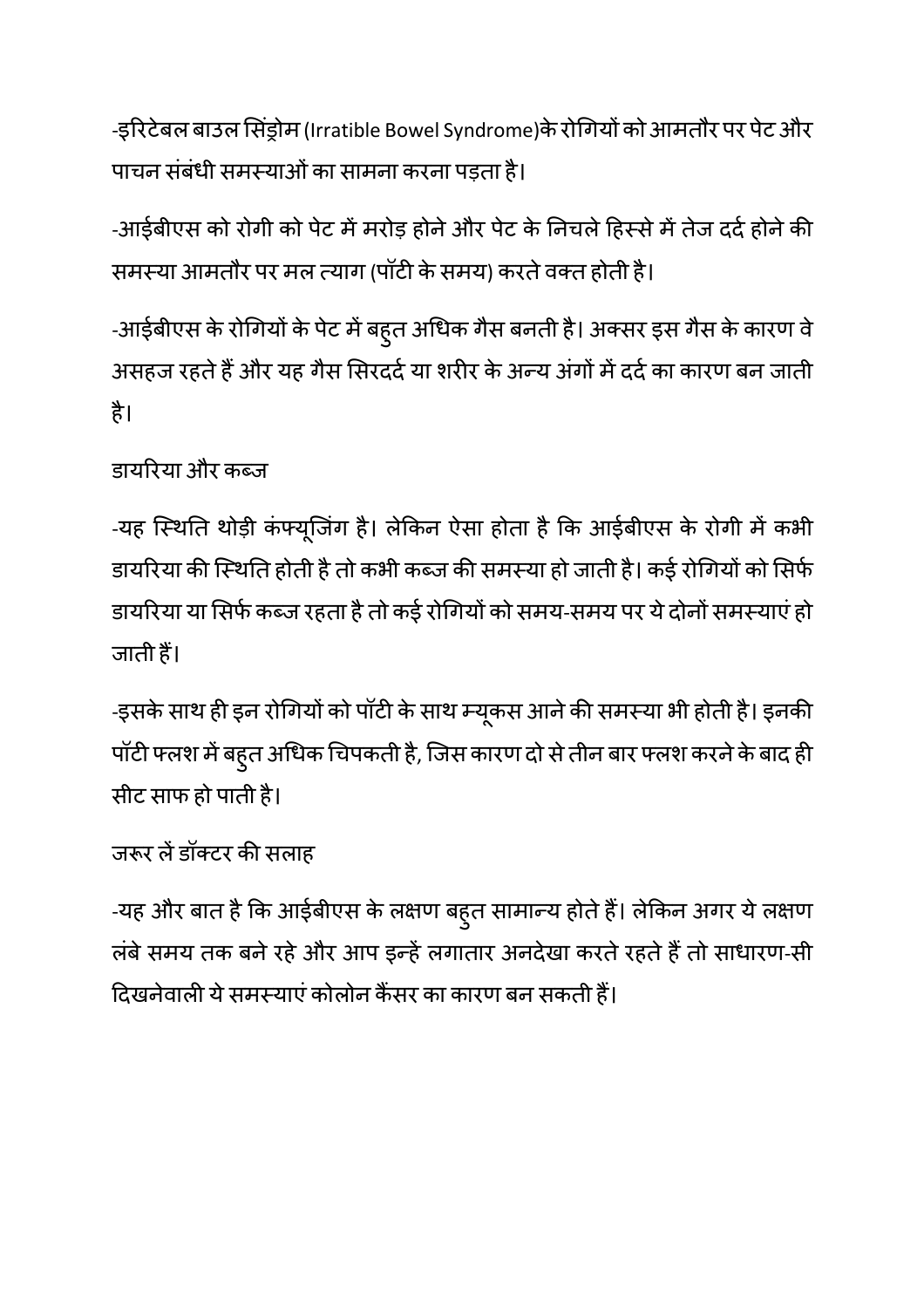-इरिटेबल बाउल सिंड्रोम (Irratible Bowel Syndrome)के रोगियों को आमतौर पर पेट और पाचन संबंधी समस्याओं का सामना करना पड़ता है।

-आईबीएस को रोगी को पेट में मरोड़ होने और पेट के निचले हिस्से में तेज दर्द होने की समस्या आमतौर पर मल त्याग (पॉटी के समय) करते वक्त होती है।

-आईबीएस के रोगियों के पेट में बहुत अधिक गैस बनती है। अक्सर इस गैस के कारण वे असहज रहते हैं और यह गैस सिरदर्द या शरीर के अन्य अंगों में दर्द का कारण बन जाती है।

## डायरिया और कब्ज

-यह स्थिति थोड़ी कंफ्यूजिंग है। लेकिन ऐसा होता है कि आईबीएस के रोगी में कभी डायरिया की स्थिति होती है तो कभी कब्ज की समस्या हो जाती है। कई रोगियों को सिर्फ डायरिया या सिर्फ कब्ज रहता है तो कई रोगियों को समय-समय पर ये दोनों समस्याएं हो जाती हैं।

-इसके साथ ही इन रोगियों को पॉटी के साथ म्यूकस आने की समस्या भी होती है। इनकी पॉटी फ्लश में बहुत अधिक चिपकती है, जिस कारण दो से तीन बार फ्लश करने के बाद ही सीट साफ हो पाती है।

## जरूर लें डॉक्टर की सलाह

-यह और बात है कि आईबीएस के लक्षण बहुत सामान्य होते हैं। लेकिन अगर ये लक्षण लंबे समय तक बने रहे और आप इन्हें लगातार अनदेखा करते रहते हैं तो साधारण-सी दिखनेवाली ये समस्याएं कोलोन कैंसर का कारण बन सकती हैं।